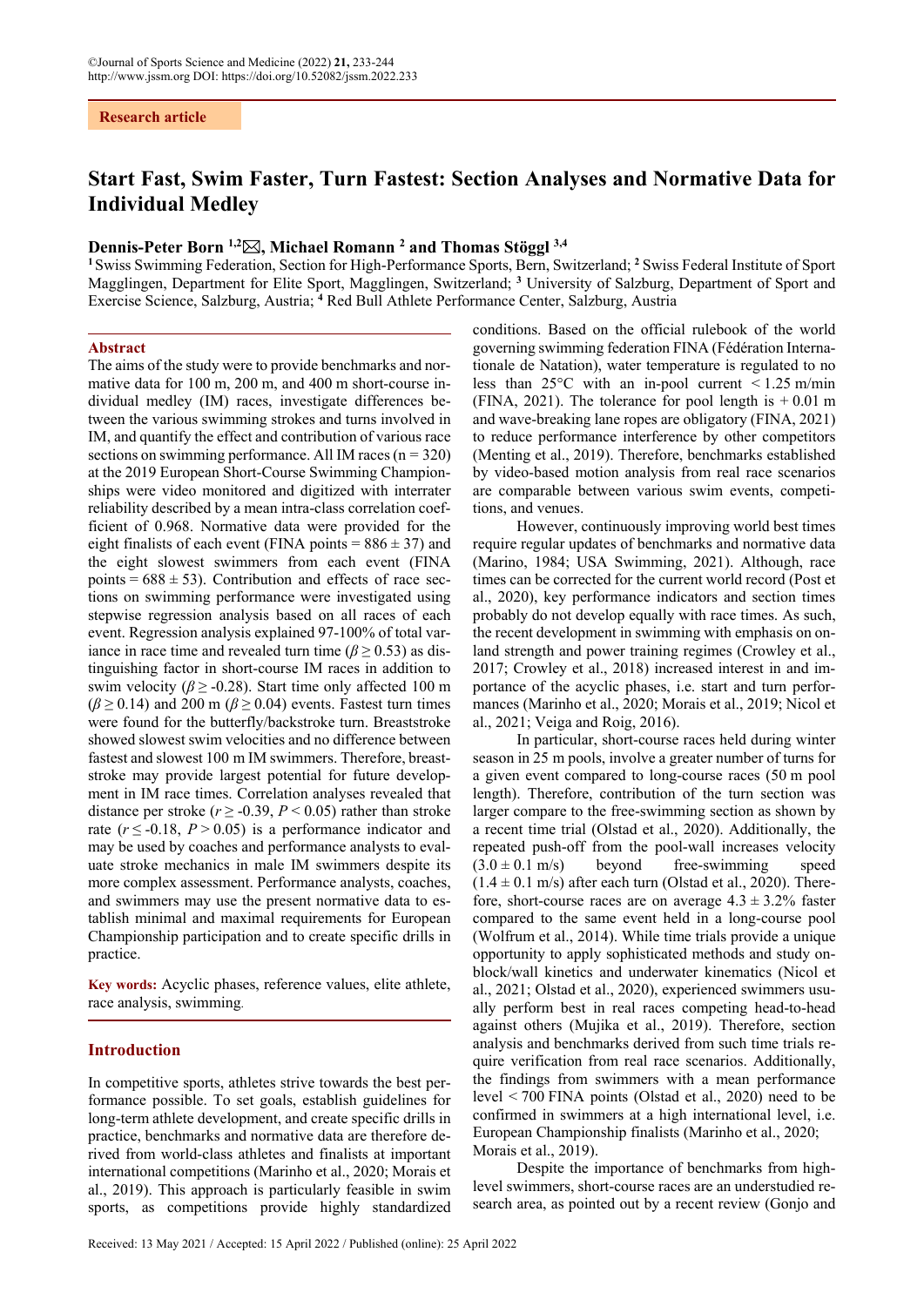Research article

# Start Fast, Swim Faster, Turn Fastest: Section Analyses and Normative Data for Individual Medley

**Dennis-Peter Born [1,2]✉, Michael Romann [2] and Thomas Stöggl [3,4]**

[1] Swiss Swimming Federation, Section for High-Performance Sports, Bern, Switzerland; [2] Swiss Federal Institute of Sport Magglingen, Department for Elite Sport, Magglingen, Switzerland; [3] University of Salzburg, Department of Sport and Exercise Science, Salzburg, Austria; [4] Red Bull Athlete Performance Center, Salzburg, Austria

## Abstract

The aims of the study were to provide benchmarks and normative data for 100 m, 200 m, and 400 m short-course individual medley (IM) races, investigate differences between the various swimming strokes and turns involved in IM, and quantify the effect and contribution of various race sections on swimming performance. All IM races ($n = 320$) at the 2019 European Short-Course Swimming Championships were video monitored and digitized with interrater reliability described by a mean intra-class correlation coefficient of 0.968. Normative data were provided for the eight finalists of each event (FINA points = 886 ± 37) and the eight slowest swimmers from each event (FINA points = 688 ± 53). Contribution and effects of race sections on swimming performance were investigated using stepwise regression analysis based on all races of each event. Regression analysis explained 97-100% of total variance in race time and revealed turn time ($\beta \geq 0.53$) as distinguishing factor in short-course IM races in addition to swim velocity ($\beta \geq -0.28$). Start time only affected 100 m ($\beta \geq 0.14$) and 200 m ($\beta \geq 0.04$) events. Fastest turn times were found for the butterfly/backstroke turn. Breaststroke showed slowest swim velocities and no difference between fastest and slowest 100 m IM swimmers. Therefore, breaststroke may provide largest potential for future development in IM race times. Correlation analyses revealed that distance per stroke ($r \geq -0.39$, $P < 0.05$) rather than stroke rate ($r \leq -0.18$, $P > 0.05$) is a performance indicator and may be used by coaches and performance analysts to evaluate stroke mechanics in male IM swimmers despite its more complex assessment. Performance analysts, coaches, and swimmers may use the present normative data to establish minimal and maximal requirements for European Championship participation and to create specific drills in practice.

**Key words:** Acyclic phases, reference values, elite athlete, race analysis, swimming.

## Introduction

In competitive sports, athletes strive towards the best performance possible. To set goals, establish guidelines for long-term athlete development, and create specific drills in practice, benchmarks and normative data are therefore derived from world-class athletes and finalists at important international competitions (Marinho et al., 2020; Morais et al., 2019). This approach is particularly feasible in swim sports, as competitions provide highly standardized conditions. Based on the official rulebook of the world governing swimming federation FINA (Fédération Internationale de Natation), water temperature is regulated to no less than 25°C with an in-pool current < 1.25 m/min (FINA, 2021). The tolerance for pool length is + 0.01 m and wave-breaking lane ropes are obligatory (FINA, 2021) to reduce performance interference by other competitors (Menting et al., 2019). Therefore, benchmarks established by video-based motion analysis from real race scenarios are comparable between various swim events, competitions, and venues.

However, continuously improving world best times require regular updates of benchmarks and normative data (Marino, 1984; USA Swimming, 2021). Although, race times can be corrected for the current world record (Post et al., 2020), key performance indicators and section times probably do not develop equally with race times. As such, the recent development in swimming with emphasis on on-land strength and power training regimes (Crowley et al., 2017; Crowley et al., 2018) increased interest in and importance of the acyclic phases, i.e. start and turn performances (Marinho et al., 2020; Morais et al., 2019; Nicol et al., 2021; Veiga and Roig, 2016).

In particular, short-course races held during winter season in 25 m pools, involve a greater number of turns for a given event compared to long-course races (50 m pool length). Therefore, contribution of the turn section was larger compare to the free-swimming section as shown by a recent time trial (Olstad et al., 2020). Additionally, the repeated push-off from the pool-wall increases velocity (3.0 ± 0.1 m/s) beyond free-swimming speed (1.4 ± 0.1 m/s) after each turn (Olstad et al., 2020). Therefore, short-course races are on average 4.3 ± 3.2% faster compared to the same event held in a long-course pool (Wolfrum et al., 2014). While time trials provide a unique opportunity to apply sophisticated methods and study on-block/wall kinetics and underwater kinematics (Nicol et al., 2021; Olstad et al., 2020), experienced swimmers usually perform best in real races competing head-to-head against others (Mujika et al., 2019). Therefore, section analysis and benchmarks derived from such time trials require verification from real race scenarios. Additionally, the findings from swimmers with a mean performance level < 700 FINA points (Olstad et al., 2020) need to be confirmed in swimmers at a high international level, i.e. European Championship finalists (Marinho et al., 2020; Morais et al., 2019).

Despite the importance of benchmarks from high-level swimmers, short-course races are an understudied research area, as pointed out by a recent review (Gonjo and

Received: 13 May 2021 / Accepted: 15 April 2022 / Published (online): 25 April 2022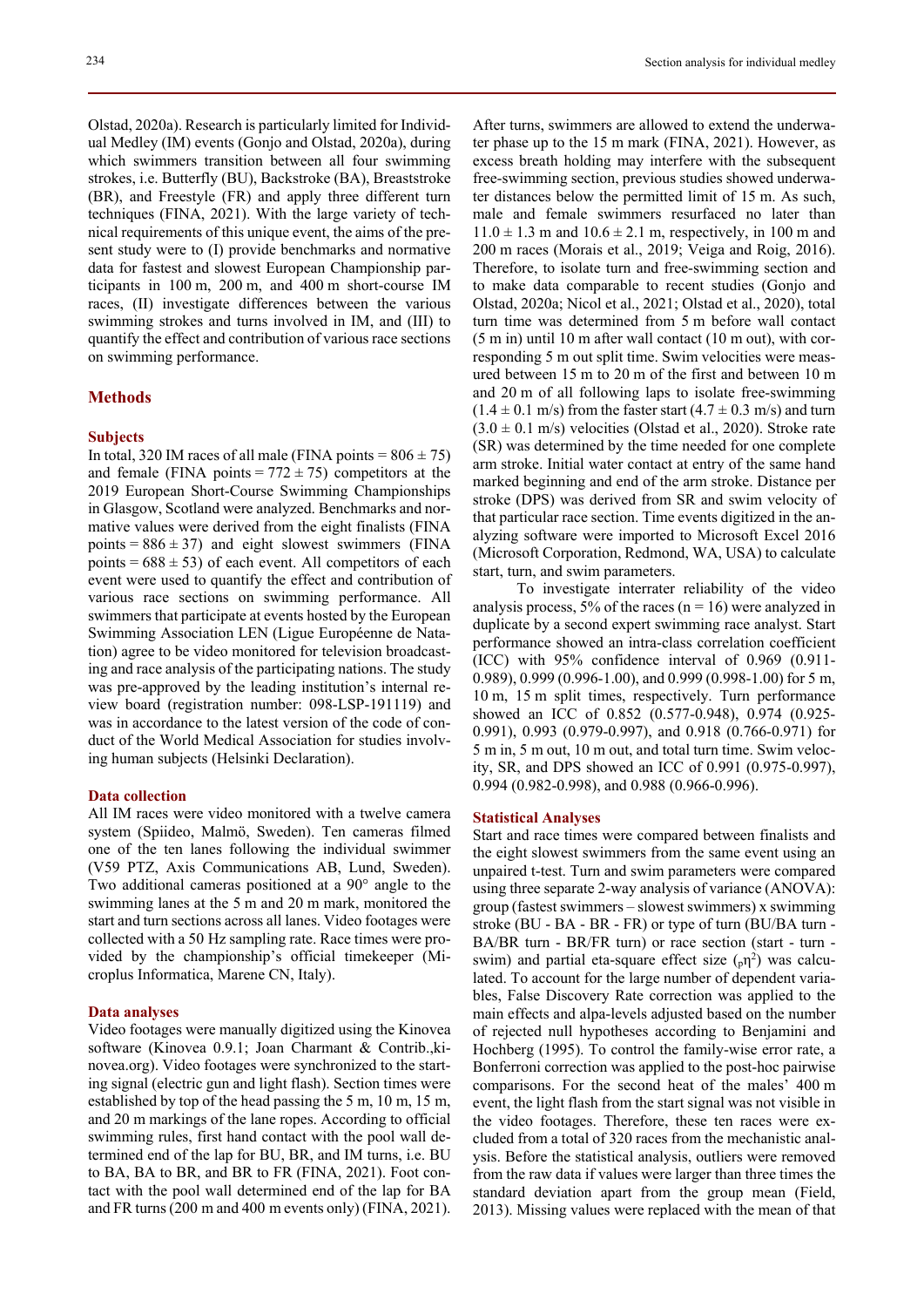Olstad, 2020a). Research is particularly limited for Individual Medley (IM) events (Gonjo and Olstad, 2020a), during which swimmers transition between all four swimming strokes, i.e. Butterfly (BU), Backstroke (BA), Breaststroke (BR), and Freestyle (FR) and apply three different turn techniques (FINA, 2021). With the large variety of technical requirements of this unique event, the aims of the present study were to (I) provide benchmarks and normative data for fastest and slowest European Championship participants in 100 m, 200 m, and 400 m short-course IM races, (II) investigate differences between the various swimming strokes and turns involved in IM, and (III) to quantify the effect and contribution of various race sections on swimming performance.

## Methods

### Subjects

In total, 320 IM races of all male (FINA points = 806 ± 75) and female (FINA points = 772 ± 75) competitors at the 2019 European Short-Course Swimming Championships in Glasgow, Scotland were analyzed. Benchmarks and normative values were derived from the eight finalists (FINA points = 886 ± 37) and eight slowest swimmers (FINA points = 688 ± 53) of each event. All competitors of each event were used to quantify the effect and contribution of various race sections on swimming performance. All swimmers that participate at events hosted by the European Swimming Association LEN (Ligue Européenne de Natation) agree to be video monitored for television broadcasting and race analysis of the participating nations. The study was pre-approved by the leading institution's internal review board (registration number: 098-LSP-191119) and was in accordance to the latest version of the code of conduct of the World Medical Association for studies involving human subjects (Helsinki Declaration).

### Data collection

All IM races were video monitored with a twelve camera system (Spiideo, Malmö, Sweden). Ten cameras filmed one of the ten lanes following the individual swimmer (V59 PTZ, Axis Communications AB, Lund, Sweden). Two additional cameras positioned at a 90° angle to the swimming lanes at the 5 m and 20 m mark, monitored the start and turn sections across all lanes. Video footages were collected with a 50 Hz sampling rate. Race times were provided by the championship's official timekeeper (Microplus Informatica, Marene CN, Italy).

### Data analyses

Video footages were manually digitized using the Kinovea software (Kinovea 0.9.1; Joan Charmant & Contrib.,kinovea.org). Video footages were synchronized to the starting signal (electric gun and light flash). Section times were established by top of the head passing the 5 m, 10 m, 15 m, and 20 m markings of the lane ropes. According to official swimming rules, first hand contact with the pool wall determined end of the lap for BU, BR, and IM turns, i.e. BU to BA, BA to BR, and BR to FR (FINA, 2021). Foot contact with the pool wall determined end of the lap for BA and FR turns (200 m and 400 m events only) (FINA, 2021). After turns, swimmers are allowed to extend the underwater phase up to the 15 m mark (FINA, 2021). However, as excess breath holding may interfere with the subsequent free-swimming section, previous studies showed underwater distances below the permitted limit of 15 m. As such, male and female swimmers resurfaced no later than 11.0 ± 1.3 m and 10.6 ± 2.1 m, respectively, in 100 m and 200 m races (Morais et al., 2019; Veiga and Roig, 2016). Therefore, to isolate turn and free-swimming section and to make data comparable to recent studies (Gonjo and Olstad, 2020a; Nicol et al., 2021; Olstad et al., 2020), total turn time was determined from 5 m before wall contact (5 m in) until 10 m after wall contact (10 m out), with corresponding 5 m out split time. Swim velocities were measured between 15 m to 20 m of the first and between 10 m and 20 m of all following laps to isolate free-swimming (1.4 ± 0.1 m/s) from the faster start (4.7 ± 0.3 m/s) and turn (3.0 ± 0.1 m/s) velocities (Olstad et al., 2020). Stroke rate (SR) was determined by the time needed for one complete arm stroke. Initial water contact at entry of the same hand marked beginning and end of the arm stroke. Distance per stroke (DPS) was derived from SR and swim velocity of that particular race section. Time events digitized in the analyzing software were imported to Microsoft Excel 2016 (Microsoft Corporation, Redmond, WA, USA) to calculate start, turn, and swim parameters.

To investigate interrater reliability of the video analysis process, 5% of the races (n = 16) were analyzed in duplicate by a second expert swimming race analyst. Start performance showed an intra-class correlation coefficient (ICC) with 95% confidence interval of 0.969 (0.911-0.989), 0.999 (0.996-1.00), and 0.999 (0.998-1.00) for 5 m, 10 m, 15 m split times, respectively. Turn performance showed an ICC of 0.852 (0.577-0.948), 0.974 (0.925-0.991), 0.993 (0.979-0.997), and 0.918 (0.766-0.971) for 5 m in, 5 m out, 10 m out, and total turn time. Swim velocity, SR, and DPS showed an ICC of 0.991 (0.975-0.997), 0.994 (0.982-0.998), and 0.988 (0.966-0.996).

### Statistical Analyses

Start and race times were compared between finalists and the eight slowest swimmers from the same event using an unpaired t-test. Turn and swim parameters were compared using three separate 2-way analysis of variance (ANOVA): group (fastest swimmers – slowest swimmers) x swimming stroke (BU - BA - BR - FR) or type of turn (BU/BA turn - BA/BR turn - BR/FR turn) or race section (start - turn - swim) and partial eta-square effect size ($_p\eta^2$) was calculated. To account for the large number of dependent variables, False Discovery Rate correction was applied to the main effects and alpa-levels adjusted based on the number of rejected null hypotheses according to Benjamini and Hochberg (1995). To control the family-wise error rate, a Bonferroni correction was applied to the post-hoc pairwise comparisons. For the second heat of the males' 400 m event, the light flash from the start signal was not visible in the video footages. Therefore, these ten races were excluded from a total of 320 races from the mechanistic analysis. Before the statistical analysis, outliers were removed from the raw data if values were larger than three times the standard deviation apart from the group mean (Field, 2013). Missing values were replaced with the mean of that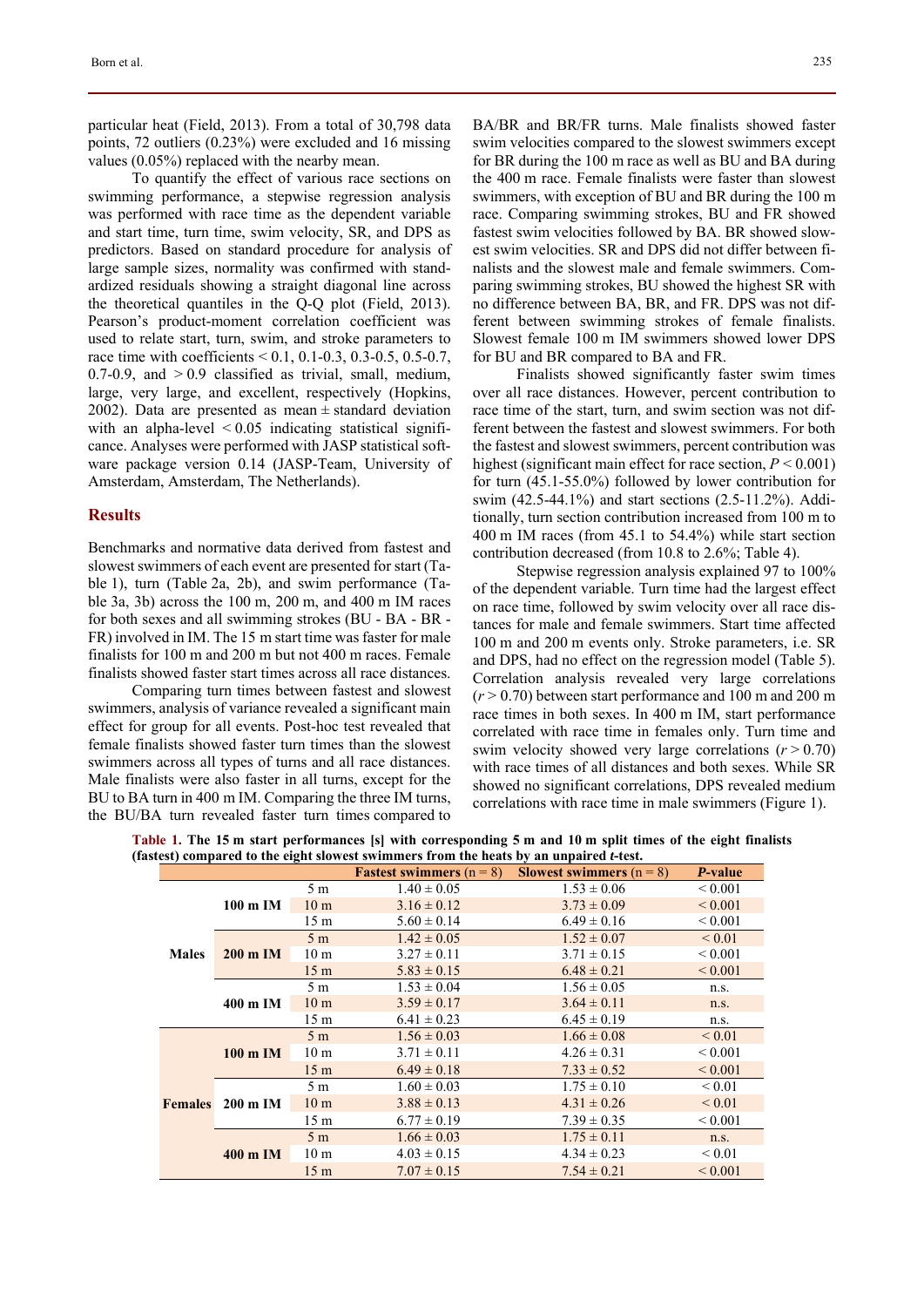particular heat (Field, 2013). From a total of 30,798 data points, 72 outliers (0.23%) were excluded and 16 missing values (0.05%) replaced with the nearby mean.

To quantify the effect of various race sections on swimming performance, a stepwise regression analysis was performed with race time as the dependent variable and start time, turn time, swim velocity, SR, and DPS as predictors. Based on standard procedure for analysis of large sample sizes, normality was confirmed with standardized residuals showing a straight diagonal line across the theoretical quantiles in the Q-Q plot (Field, 2013). Pearson's product-moment correlation coefficient was used to relate start, turn, swim, and stroke parameters to race time with coefficients < 0.1, 0.1-0.3, 0.3-0.5, 0.5-0.7, 0.7-0.9, and > 0.9 classified as trivial, small, medium, large, very large, and excellent, respectively (Hopkins, 2002). Data are presented as mean ± standard deviation with an alpha-level < 0.05 indicating statistical significance. Analyses were performed with JASP statistical software package version 0.14 (JASP-Team, University of Amsterdam, Amsterdam, The Netherlands).

## Results

Benchmarks and normative data derived from fastest and slowest swimmers of each event are presented for start (Table 1), turn (Table 2a, 2b), and swim performance (Table 3a, 3b) across the 100 m, 200 m, and 400 m IM races for both sexes and all swimming strokes (BU - BA - BR - FR) involved in IM. The 15 m start time was faster for male finalists for 100 m and 200 m but not 400 m races. Female finalists showed faster start times across all race distances.

Comparing turn times between fastest and slowest swimmers, analysis of variance revealed a significant main effect for group for all events. Post-hoc test revealed that female finalists showed faster turn times than the slowest swimmers across all types of turns and all race distances. Male finalists were also faster in all turns, except for the BU to BA turn in 400 m IM. Comparing the three IM turns, the BU/BA turn revealed faster turn times compared to BA/BR and BR/FR turns. Male finalists showed faster swim velocities compared to the slowest swimmers except for BR during the 100 m race as well as BU and BA during the 400 m race. Female finalists were faster than slowest swimmers, with exception of BU and BR during the 100 m race. Comparing swimming strokes, BU and FR showed fastest swim velocities followed by BA. BR showed slowest swim velocities. SR and DPS did not differ between finalists and the slowest male and female swimmers. Comparing swimming strokes, BU showed the highest SR with no difference between BA, BR, and FR. DPS was not different between swimming strokes of female finalists. Slowest female 100 m IM swimmers showed lower DPS for BU and BR compared to BA and FR.

Finalists showed significantly faster swim times over all race distances. However, percent contribution to race time of the start, turn, and swim section was not different between the fastest and slowest swimmers. For both the fastest and slowest swimmers, percent contribution was highest (significant main effect for race section, $P < 0.001$) for turn (45.1-55.0%) followed by lower contribution for swim (42.5-44.1%) and start sections (2.5-11.2%). Additionally, turn section contribution increased from 100 m to 400 m IM races (from 45.1 to 54.4%) while start section contribution decreased (from 10.8 to 2.6%; Table 4).

Stepwise regression analysis explained 97 to 100% of the dependent variable. Turn time had the largest effect on race time, followed by swim velocity over all race distances for male and female swimmers. Start time affected 100 m and 200 m events only. Stroke parameters, i.e. SR and DPS, had no effect on the regression model (Table 5). Correlation analysis revealed very large correlations ($r > 0.70$) between start performance and 100 m and 200 m race times in both sexes. In 400 m IM, start performance correlated with race time in females only. Turn time and swim velocity showed very large correlations ($r > 0.70$) with race times of all distances and both sexes. While SR showed no significant correlations, DPS revealed medium correlations with race time in male swimmers (Figure 1).

**Table 1. The 15 m start performances [s] with corresponding 5 m and 10 m split times of the eight finalists (fastest) compared to the eight slowest swimmers from the heats by an unpaired *t*-test.**

| | | | Fastest swimmers (n = 8) | Slowest swimmers (n = 8) | *P*-value |
|---|---|---|---|---|---|
| Males | 100 m IM | 5 m | 1.40 ± 0.05 | 1.53 ± 0.06 | < 0.001 |
| | | 10 m | 3.16 ± 0.12 | 3.73 ± 0.09 | < 0.001 |
| | | 15 m | 5.60 ± 0.14 | 6.49 ± 0.16 | < 0.001 |
| | 200 m IM | 5 m | 1.42 ± 0.05 | 1.52 ± 0.07 | < 0.01 |
| | | 10 m | 3.27 ± 0.11 | 3.71 ± 0.15 | < 0.001 |
| | | 15 m | 5.83 ± 0.15 | 6.48 ± 0.21 | < 0.001 |
| | 400 m IM | 5 m | 1.53 ± 0.04 | 1.56 ± 0.05 | n.s. |
| | | 10 m | 3.59 ± 0.17 | 3.64 ± 0.11 | n.s. |
| | | 15 m | 6.41 ± 0.23 | 6.45 ± 0.19 | n.s. |
| Females | 100 m IM | 5 m | 1.56 ± 0.03 | 1.66 ± 0.08 | < 0.01 |
| | | 10 m | 3.71 ± 0.11 | 4.26 ± 0.31 | < 0.001 |
| | | 15 m | 6.49 ± 0.18 | 7.33 ± 0.52 | < 0.001 |
| | 200 m IM | 5 m | 1.60 ± 0.03 | 1.75 ± 0.10 | < 0.01 |
| | | 10 m | 3.88 ± 0.13 | 4.31 ± 0.26 | < 0.01 |
| | | 15 m | 6.77 ± 0.19 | 7.39 ± 0.35 | < 0.001 |
| | 400 m IM | 5 m | 1.66 ± 0.03 | 1.75 ± 0.11 | n.s. |
| | | 10 m | 4.03 ± 0.15 | 4.34 ± 0.23 | < 0.01 |
| | | 15 m | 7.07 ± 0.15 | 7.54 ± 0.21 | < 0.001 |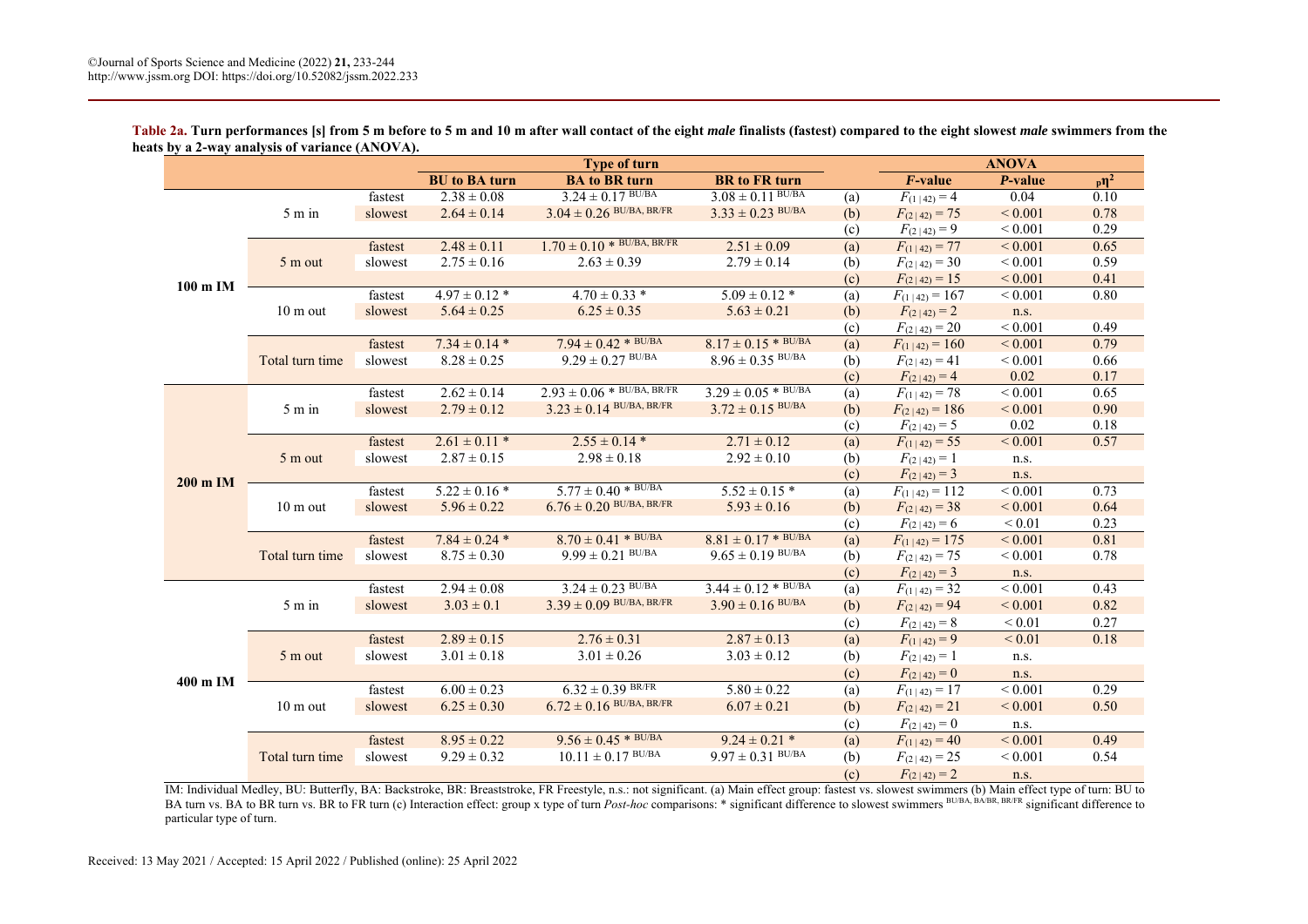**Table 2a. Turn performances [s] from 5 m before to 5 m and 10 m after wall contact of the eight *male* finalists (fastest) compared to the eight slowest *male* swimmers from the heats by a 2-way analysis of variance (ANOVA).**

| | | | Type of turn | | | | ANOVA | | |
|---|---|---|---|---|---|---|---|---|---|
| | | | **BU to BA turn** | **BA to BR turn** | **BR to FR turn** | | ***F*-value** | ***P*-value** | $_{p}\eta^2$ |
| **100 m IM** | 5 m in | fastest | 2.38 ± 0.08 | 3.24 ± 0.17 $^{BU/BA}$ | 3.08 ± 0.11 $^{BU/BA}$ | (a) | $F_{(1\mid42)} = 4$ | 0.04 | 0.10 |
| | | slowest | 2.64 ± 0.14 | 3.04 ± 0.26 $^{BU/BA, BR/FR}$ | 3.33 ± 0.23 $^{BU/BA}$ | (b) | $F_{(2\mid42)} = 75$ | < 0.001 | 0.78 |
| | | | | | | (c) | $F_{(2\mid42)} = 9$ | < 0.001 | 0.29 |
| | 5 m out | fastest | 2.48 ± 0.11 | 1.70 ± 0.10 * $^{BU/BA, BR/FR}$ | 2.51 ± 0.09 | (a) | $F_{(1\mid42)} = 77$ | < 0.001 | 0.65 |
| | | slowest | 2.75 ± 0.16 | 2.63 ± 0.39 | 2.79 ± 0.14 | (b) | $F_{(2\mid42)} = 30$ | < 0.001 | 0.59 |
| | | | | | | (c) | $F_{(2\mid42)} = 15$ | < 0.001 | 0.41 |
| | 10 m out | fastest | 4.97 ± 0.12 * | 4.70 ± 0.33 * | 5.09 ± 0.12 * | (a) | $F_{(1\mid42)} = 167$ | < 0.001 | 0.80 |
| | | slowest | 5.64 ± 0.25 | 6.25 ± 0.35 | 5.63 ± 0.21 | (b) | $F_{(2\mid42)} = 2$ | n.s. | |
| | | | | | | (c) | $F_{(2\mid42)} = 20$ | < 0.001 | 0.49 |
| | Total turn time | fastest | 7.34 ± 0.14 * | 7.94 ± 0.42 * $^{BU/BA}$ | 8.17 ± 0.15 * $^{BU/BA}$ | (a) | $F_{(1\mid42)} = 160$ | < 0.001 | 0.79 |
| | | slowest | 8.28 ± 0.25 | 9.29 ± 0.27 $^{BU/BA}$ | 8.96 ± 0.35 $^{BU/BA}$ | (b) | $F_{(2\mid42)} = 41$ | < 0.001 | 0.66 |
| | | | | | | (c) | $F_{(2\mid42)} = 4$ | 0.02 | 0.17 |
| **200 m IM** | 5 m in | fastest | 2.62 ± 0.14 | 2.93 ± 0.06 * $^{BU/BA, BR/FR}$ | 3.29 ± 0.05 * $^{BU/BA}$ | (a) | $F_{(1\mid42)} = 78$ | < 0.001 | 0.65 |
| | | slowest | 2.79 ± 0.12 | 3.23 ± 0.14 $^{BU/BA, BR/FR}$ | 3.72 ± 0.15 $^{BU/BA}$ | (b) | $F_{(2\mid42)} = 186$ | < 0.001 | 0.90 |
| | | | | | | (c) | $F_{(2\mid42)} = 5$ | 0.02 | 0.18 |
| | 5 m out | fastest | 2.61 ± 0.11 * | 2.55 ± 0.14 * | 2.71 ± 0.12 | (a) | $F_{(1\mid42)} = 55$ | < 0.001 | 0.57 |
| | | slowest | 2.87 ± 0.15 | 2.98 ± 0.18 | 2.92 ± 0.10 | (b) | $F_{(2\mid42)} = 1$ | n.s. | |
| | | | | | | (c) | $F_{(2\mid42)} = 3$ | n.s. | |
| | 10 m out | fastest | 5.22 ± 0.16 * | 5.77 ± 0.40 * $^{BU/BA}$ | 5.52 ± 0.15 * | (a) | $F_{(1\mid42)} = 112$ | < 0.001 | 0.73 |
| | | slowest | 5.96 ± 0.22 | 6.76 ± 0.20 $^{BU/BA, BR/FR}$ | 5.93 ± 0.16 | (b) | $F_{(2\mid42)} = 38$ | < 0.001 | 0.64 |
| | | | | | | (c) | $F_{(2\mid42)} = 6$ | < 0.01 | 0.23 |
| | Total turn time | fastest | 7.84 ± 0.24 * | 8.70 ± 0.41 * $^{BU/BA}$ | 8.81 ± 0.17 * $^{BU/BA}$ | (a) | $F_{(1\mid42)} = 175$ | < 0.001 | 0.81 |
| | | slowest | 8.75 ± 0.30 | 9.99 ± 0.21 $^{BU/BA}$ | 9.65 ± 0.19 $^{BU/BA}$ | (b) | $F_{(2\mid42)} = 75$ | < 0.001 | 0.78 |
| | | | | | | (c) | $F_{(2\mid42)} = 3$ | n.s. | |
| **400 m IM** | 5 m in | fastest | 2.94 ± 0.08 | 3.24 ± 0.23 $^{BU/BA}$ | 3.44 ± 0.12 * $^{BU/BA}$ | (a) | $F_{(1\mid42)} = 32$ | < 0.001 | 0.43 |
| | | slowest | 3.03 ± 0.1 | 3.39 ± 0.09 $^{BU/BA, BR/FR}$ | 3.90 ± 0.16 $^{BU/BA}$ | (b) | $F_{(2\mid42)} = 94$ | < 0.001 | 0.82 |
| | | | | | | (c) | $F_{(2\mid42)} = 8$ | < 0.01 | 0.27 |
| | 5 m out | fastest | 2.89 ± 0.15 | 2.76 ± 0.31 | 2.87 ± 0.13 | (a) | $F_{(1\mid42)} = 9$ | < 0.01 | 0.18 |
| | | slowest | 3.01 ± 0.18 | 3.01 ± 0.26 | 3.03 ± 0.12 | (b) | $F_{(2\mid42)} = 1$ | n.s. | |
| | | | | | | (c) | $F_{(2\mid42)} = 0$ | n.s. | |
| | 10 m out | fastest | 6.00 ± 0.23 | 6.32 ± 0.39 $^{BR/FR}$ | 5.80 ± 0.22 | (a) | $F_{(1\mid42)} = 17$ | < 0.001 | 0.29 |
| | | slowest | 6.25 ± 0.30 | 6.72 ± 0.16 $^{BU/BA, BR/FR}$ | 6.07 ± 0.21 | (b) | $F_{(2\mid42)} = 21$ | < 0.001 | 0.50 |
| | | | | | | (c) | $F_{(2\mid42)} = 0$ | n.s. | |
| | Total turn time | fastest | 8.95 ± 0.22 | 9.56 ± 0.45 * $^{BU/BA}$ | 9.24 ± 0.21 * | (a) | $F_{(1\mid42)} = 40$ | < 0.001 | 0.49 |
| | | slowest | 9.29 ± 0.32 | 10.11 ± 0.17 $^{BU/BA}$ | 9.97 ± 0.31 $^{BU/BA}$ | (b) | $F_{(2\mid42)} = 25$ | < 0.001 | 0.54 |
| | | | | | | (c) | $F_{(2\mid42)} = 2$ | n.s. | |

IM: Individual Medley, BU: Butterfly, BA: Backstroke, BR: Breaststroke, FR Freestyle, n.s.: not significant. (a) Main effect group: fastest vs. slowest swimmers (b) Main effect type of turn: BU to BA turn vs. BA to BR turn vs. BR to FR turn (c) Interaction effect: group x type of turn *Post-hoc* comparisons: * significant difference to slowest swimmers $^{BU/BA, BA/BR, BR/FR}$ significant difference to particular type of turn.

Received: 13 May 2021 / Accepted: 15 April 2022 / Published (online): 25 April 2022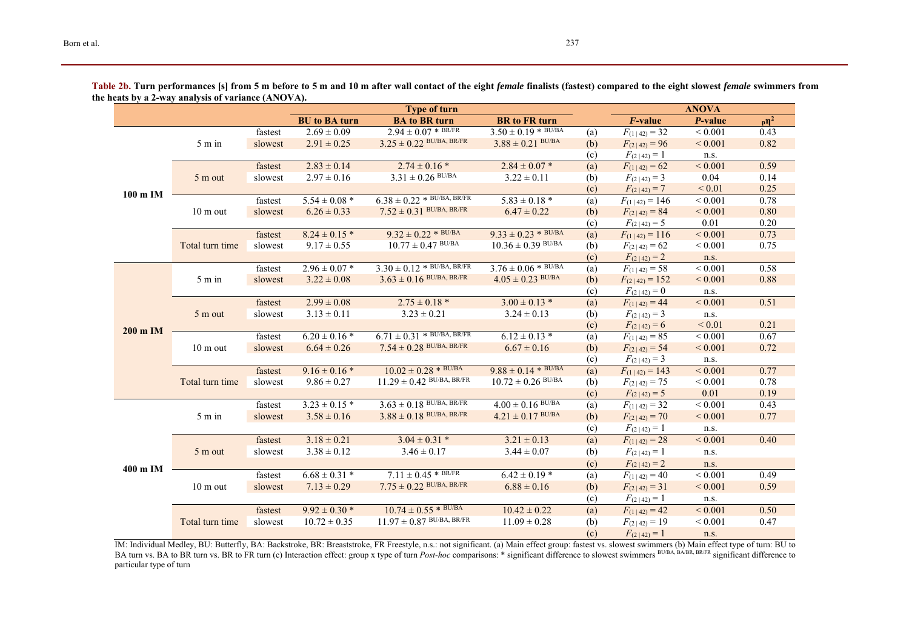**Table 2b. Turn performances [s] from 5 m before to 5 m and 10 m after wall contact of the eight *female* finalists (fastest) compared to the eight slowest *female* swimmers from the heats by a 2-way analysis of variance (ANOVA).**

| | | | Type of turn | | | | ANOVA | | |
|---|---|---|---|---|---|---|---|---|---|
| | | | BU to BA turn | BA to BR turn | BR to FR turn | | *F*-value | *P*-value | $_p\eta^2$ |
| 100 m IM | 5 m in | fastest | 2.69 ± 0.09 | 2.94 ± 0.07 * $^{BR/FR}$ | 3.50 ± 0.19 * $^{BU/BA}$ | (a) | $F_{(1 \mid 42)} = 32$ | < 0.001 | 0.43 |
| | | slowest | 2.91 ± 0.25 | 3.25 ± 0.22 $^{BU/BA, BR/FR}$ | 3.88 ± 0.21 $^{BU/BA}$ | (b) | $F_{(2 \mid 42)} = 96$ | < 0.001 | 0.82 |
| | | | | | | (c) | $F_{(2 \mid 42)} = 1$ | n.s. | |
| | 5 m out | fastest | 2.83 ± 0.14 | 2.74 ± 0.16 * | 2.84 ± 0.07 * | (a) | $F_{(1 \mid 42)} = 62$ | < 0.001 | 0.59 |
| | | slowest | 2.97 ± 0.16 | 3.31 ± 0.26 $^{BU/BA}$ | 3.22 ± 0.11 | (b) | $F_{(2 \mid 42)} = 3$ | 0.04 | 0.14 |
| | | | | | | (c) | $F_{(2 \mid 42)} = 7$ | < 0.01 | 0.25 |
| | 10 m out | fastest | 5.54 ± 0.08 * | 6.38 ± 0.22 * $^{BU/BA, BR/FR}$ | 5.83 ± 0.18 * | (a) | $F_{(1 \mid 42)} = 146$ | < 0.001 | 0.78 |
| | | slowest | 6.26 ± 0.33 | 7.52 ± 0.31 $^{BU/BA, BR/FR}$ | 6.47 ± 0.22 | (b) | $F_{(2 \mid 42)} = 84$ | < 0.001 | 0.80 |
| | | | | | | (c) | $F_{(2 \mid 42)} = 5$ | 0.01 | 0.20 |
| | Total turn time | fastest | 8.24 ± 0.15 * | 9.32 ± 0.22 * $^{BU/BA}$ | 9.33 ± 0.23 * $^{BU/BA}$ | (a) | $F_{(1 \mid 42)} = 116$ | < 0.001 | 0.73 |
| | | slowest | 9.17 ± 0.55 | 10.77 ± 0.47 $^{BU/BA}$ | 10.36 ± 0.39 $^{BU/BA}$ | (b) | $F_{(2 \mid 42)} = 62$ | < 0.001 | 0.75 |
| | | | | | | (c) | $F_{(2 \mid 42)} = 2$ | n.s. | |
| 200 m IM | 5 m in | fastest | 2.96 ± 0.07 * | 3.30 ± 0.12 * $^{BU/BA, BR/FR}$ | 3.76 ± 0.06 * $^{BU/BA}$ | (a) | $F_{(1 \mid 42)} = 58$ | < 0.001 | 0.58 |
| | | slowest | 3.22 ± 0.08 | 3.63 ± 0.16 $^{BU/BA, BR/FR}$ | 4.05 ± 0.23 $^{BU/BA}$ | (b) | $F_{(2 \mid 42)} = 152$ | < 0.001 | 0.88 |
| | | | | | | (c) | $F_{(2 \mid 42)} = 0$ | n.s. | |
| | 5 m out | fastest | 2.99 ± 0.08 | 2.75 ± 0.18 * | 3.00 ± 0.13 * | (a) | $F_{(1 \mid 42)} = 44$ | < 0.001 | 0.51 |
| | | slowest | 3.13 ± 0.11 | 3.23 ± 0.21 | 3.24 ± 0.13 | (b) | $F_{(2 \mid 42)} = 3$ | n.s. | |
| | | | | | | (c) | $F_{(2 \mid 42)} = 6$ | < 0.01 | 0.21 |
| | 10 m out | fastest | 6.20 ± 0.16 * | 6.71 ± 0.31 * $^{BU/BA, BR/FR}$ | 6.12 ± 0.13 * | (a) | $F_{(1 \mid 42)} = 85$ | < 0.001 | 0.67 |
| | | slowest | 6.64 ± 0.26 | 7.54 ± 0.28 $^{BU/BA, BR/FR}$ | 6.67 ± 0.16 | (b) | $F_{(2 \mid 42)} = 54$ | < 0.001 | 0.72 |
| | | | | | | (c) | $F_{(2 \mid 42)} = 3$ | n.s. | |
| | Total turn time | fastest | 9.16 ± 0.16 * | 10.02 ± 0.28 * $^{BU/BA}$ | 9.88 ± 0.14 * $^{BU/BA}$ | (a) | $F_{(1 \mid 42)} = 143$ | < 0.001 | 0.77 |
| | | slowest | 9.86 ± 0.27 | 11.29 ± 0.42 $^{BU/BA, BR/FR}$ | 10.72 ± 0.26 $^{BU/BA}$ | (b) | $F_{(2 \mid 42)} = 75$ | < 0.001 | 0.78 |
| | | | | | | (c) | $F_{(2 \mid 42)} = 5$ | 0.01 | 0.19 |
| 400 m IM | 5 m in | fastest | 3.23 ± 0.15 * | 3.63 ± 0.18 $^{BU/BA, BR/FR}$ | 4.00 ± 0.16 $^{BU/BA}$ | (a) | $F_{(1 \mid 42)} = 32$ | < 0.001 | 0.43 |
| | | slowest | 3.58 ± 0.16 | 3.88 ± 0.18 $^{BU/BA, BR/FR}$ | 4.21 ± 0.17 $^{BU/BA}$ | (b) | $F_{(2 \mid 42)} = 70$ | < 0.001 | 0.77 |
| | | | | | | (c) | $F_{(2 \mid 42)} = 1$ | n.s. | |
| | 5 m out | fastest | 3.18 ± 0.21 | 3.04 ± 0.31 * | 3.21 ± 0.13 | (a) | $F_{(1 \mid 42)} = 28$ | < 0.001 | 0.40 |
| | | slowest | 3.38 ± 0.12 | 3.46 ± 0.17 | 3.44 ± 0.07 | (b) | $F_{(2 \mid 42)} = 1$ | n.s. | |
| | | | | | | (c) | $F_{(2 \mid 42)} = 2$ | n.s. | |
| | 10 m out | fastest | 6.68 ± 0.31 * | 7.11 ± 0.45 * $^{BR/FR}$ | 6.42 ± 0.19 * | (a) | $F_{(1 \mid 42)} = 40$ | < 0.001 | 0.49 |
| | | slowest | 7.13 ± 0.29 | 7.75 ± 0.22 $^{BU/BA, BR/FR}$ | 6.88 ± 0.16 | (b) | $F_{(2 \mid 42)} = 31$ | < 0.001 | 0.59 |
| | | | | | | (c) | $F_{(2 \mid 42)} = 1$ | n.s. | |
| | Total turn time | fastest | 9.92 ± 0.30 * | 10.74 ± 0.55 * $^{BU/BA}$ | 10.42 ± 0.22 | (a) | $F_{(1 \mid 42)} = 42$ | < 0.001 | 0.50 |
| | | slowest | 10.72 ± 0.35 | 11.97 ± 0.87 $^{BU/BA, BR/FR}$ | 11.09 ± 0.28 | (b) | $F_{(2 \mid 42)} = 19$ | < 0.001 | 0.47 |
| | | | | | | (c) | $F_{(2 \mid 42)} = 1$ | n.s. | |

IM: Individual Medley, BU: Butterfly, BA: Backstroke, BR: Breaststroke, FR Freestyle, n.s.: not significant. (a) Main effect group: fastest vs. slowest swimmers (b) Main effect type of turn: BU to BA turn vs. BA to BR turn vs. BR to FR turn (c) Interaction effect: group x type of turn *Post-hoc* comparisons: * significant difference to slowest swimmers $^{BU/BA, BA/BR, BR/FR}$ significant difference to particular type of turn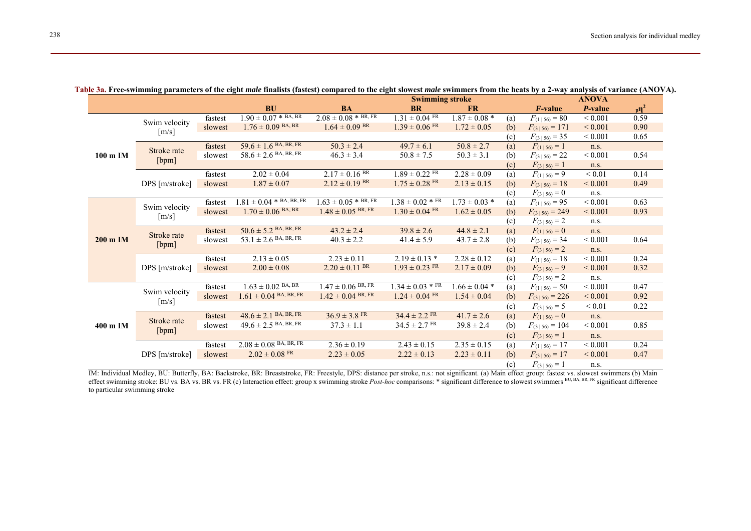**Table 3a. Free-swimming parameters of the eight *male* finalists (fastest) compared to the eight slowest *male* swimmers from the heats by a 2-way analysis of variance (ANOVA).**

| | | | Swimming stroke | | | | | ANOVA | | |
|---|---|---|---|---|---|---|---|---|---|---|
| | | | **BU** | **BA** | **BR** | **FR** | | ***F*-value** | ***P*-value** | $_p\eta^2$ |
| **100 m IM** | Swim velocity [m/s] | fastest | $1.90 \pm 0.07$ * $^{BA, BR}$ | $2.08 \pm 0.08$ * $^{BR, FR}$ | $1.31 \pm 0.04$ $^{FR}$ | $1.87 \pm 0.08$ * | (a) | $F_{(1 \mid 56)} = 80$ | < 0.001 | 0.59 |
| | | slowest | $1.76 \pm 0.09$ $^{BA, BR}$ | $1.64 \pm 0.09$ $^{BR}$ | $1.39 \pm 0.06$ $^{FR}$ | $1.72 \pm 0.05$ | (b) | $F_{(3 \mid 56)} = 171$ | < 0.001 | 0.90 |
| | | | | | | | (c) | $F_{(3 \mid 56)} = 35$ | < 0.001 | 0.65 |
| | Stroke rate [bpm] | fastest | $59.6 \pm 1.6$ $^{BA, BR, FR}$ | $50.3 \pm 2.4$ | $49.7 \pm 6.1$ | $50.8 \pm 2.7$ | (a) | $F_{(1 \mid 56)} = 1$ | n.s. | |
| | | slowest | $58.6 \pm 2.6$ $^{BA, BR, FR}$ | $46.3 \pm 3.4$ | $50.8 \pm 7.5$ | $50.3 \pm 3.1$ | (b) | $F_{(3 \mid 56)} = 22$ | < 0.001 | 0.54 |
| | | | | | | | (c) | $F_{(3 \mid 56)} = 1$ | n.s. | |
| | DPS [m/stroke] | fastest | $2.02 \pm 0.04$ | $2.17 \pm 0.16$ $^{BR}$ | $1.89 \pm 0.22$ $^{FR}$ | $2.28 \pm 0.09$ | (a) | $F_{(1 \mid 56)} = 9$ | < 0.01 | 0.14 |
| | | slowest | $1.87 \pm 0.07$ | $2.12 \pm 0.19$ $^{BR}$ | $1.75 \pm 0.28$ $^{FR}$ | $2.13 \pm 0.15$ | (b) | $F_{(3 \mid 56)} = 18$ | < 0.001 | 0.49 |
| | | | | | | | (c) | $F_{(3 \mid 56)} = 0$ | n.s. | |
| **200 m IM** | Swim velocity [m/s] | fastest | $1.81 \pm 0.04$ * $^{BA, BR, FR}$ | $1.63 \pm 0.05$ * $^{BR, FR}$ | $1.38 \pm 0.02$ * $^{FR}$ | $1.73 \pm 0.03$ * | (a) | $F_{(1 \mid 56)} = 95$ | < 0.001 | 0.63 |
| | | slowest | $1.70 \pm 0.06$ $^{BA, BR}$ | $1.48 \pm 0.05$ $^{BR, FR}$ | $1.30 \pm 0.04$ $^{FR}$ | $1.62 \pm 0.05$ | (b) | $F_{(3 \mid 56)} = 249$ | < 0.001 | 0.93 |
| | | | | | | | (c) | $F_{(3 \mid 56)} = 2$ | n.s. | |
| | Stroke rate [bpm] | fastest | $50.6 \pm 5.2$ $^{BA, BR, FR}$ | $43.2 \pm 2.4$ | $39.8 \pm 2.6$ | $44.8 \pm 2.1$ | (a) | $F_{(1 \mid 56)} = 0$ | n.s. | |
| | | slowest | $53.1 \pm 2.6$ $^{BA, BR, FR}$ | $40.3 \pm 2.2$ | $41.4 \pm 5.9$ | $43.7 \pm 2.8$ | (b) | $F_{(3 \mid 56)} = 34$ | < 0.001 | 0.64 |
| | | | | | | | (c) | $F_{(3 \mid 56)} = 2$ | n.s. | |
| | DPS [m/stroke] | fastest | $2.13 \pm 0.05$ | $2.23 \pm 0.11$ | $2.19 \pm 0.13$ * | $2.28 \pm 0.12$ | (a) | $F_{(1 \mid 56)} = 18$ | < 0.001 | 0.24 |
| | | slowest | $2.00 \pm 0.08$ | $2.20 \pm 0.11$ $^{BR}$ | $1.93 \pm 0.23$ $^{FR}$ | $2.17 \pm 0.09$ | (b) | $F_{(3 \mid 56)} = 9$ | < 0.001 | 0.32 |
| | | | | | | | (c) | $F_{(3 \mid 56)} = 2$ | n.s. | |
| **400 m IM** | Swim velocity [m/s] | fastest | $1.63 \pm 0.02$ $^{BA, BR}$ | $1.47 \pm 0.06$ $^{BR, FR}$ | $1.34 \pm 0.03$ * $^{FR}$ | $1.66 \pm 0.04$ * | (a) | $F_{(1 \mid 56)} = 50$ | < 0.001 | 0.47 |
| | | slowest | $1.61 \pm 0.04$ $^{BA, BR, FR}$ | $1.42 \pm 0.04$ $^{BR, FR}$ | $1.24 \pm 0.04$ $^{FR}$ | $1.54 \pm 0.04$ | (b) | $F_{(3 \mid 56)} = 226$ | < 0.001 | 0.92 |
| | | | | | | | (c) | $F_{(3 \mid 56)} = 5$ | < 0.01 | 0.22 |
| | Stroke rate [bpm] | fastest | $48.6 \pm 2.1$ $^{BA, BR, FR}$ | $36.9 \pm 3.8$ $^{FR}$ | $34.4 \pm 2.2$ $^{FR}$ | $41.7 \pm 2.6$ | (a) | $F_{(1 \mid 56)} = 0$ | n.s. | |
| | | slowest | $49.6 \pm 2.5$ $^{BA, BR, FR}$ | $37.3 \pm 1.1$ | $34.5 \pm 2.7$ $^{FR}$ | $39.8 \pm 2.4$ | (b) | $F_{(3 \mid 56)} = 104$ | < 0.001 | 0.85 |
| | | | | | | | (c) | $F_{(3 \mid 56)} = 1$ | n.s. | |
| | DPS [m/stroke] | fastest | $2.08 \pm 0.08$ $^{BA, BR, FR}$ | $2.36 \pm 0.19$ | $2.43 \pm 0.15$ | $2.35 \pm 0.15$ | (a) | $F_{(1 \mid 56)} = 17$ | < 0.001 | 0.24 |
| | | slowest | $2.02 \pm 0.08$ $^{FR}$ | $2.23 \pm 0.05$ | $2.22 \pm 0.13$ | $2.23 \pm 0.11$ | (b) | $F_{(3 \mid 56)} = 17$ | < 0.001 | 0.47 |
| | | | | | | | (c) | $F_{(3 \mid 56)} = 1$ | n.s. | |

IM: Individual Medley, BU: Butterfly, BA: Backstroke, BR: Breaststroke, FR: Freestyle, DPS: distance per stroke, n.s.: not significant. (a) Main effect group: fastest vs. slowest swimmers (b) Main effect swimming stroke: BU vs. BA vs. BR vs. FR (c) Interaction effect: group x swimming stroke *Post-hoc* comparisons: * significant difference to slowest swimmers $^{BU, BA, BR, FR}$ significant difference to particular swimming stroke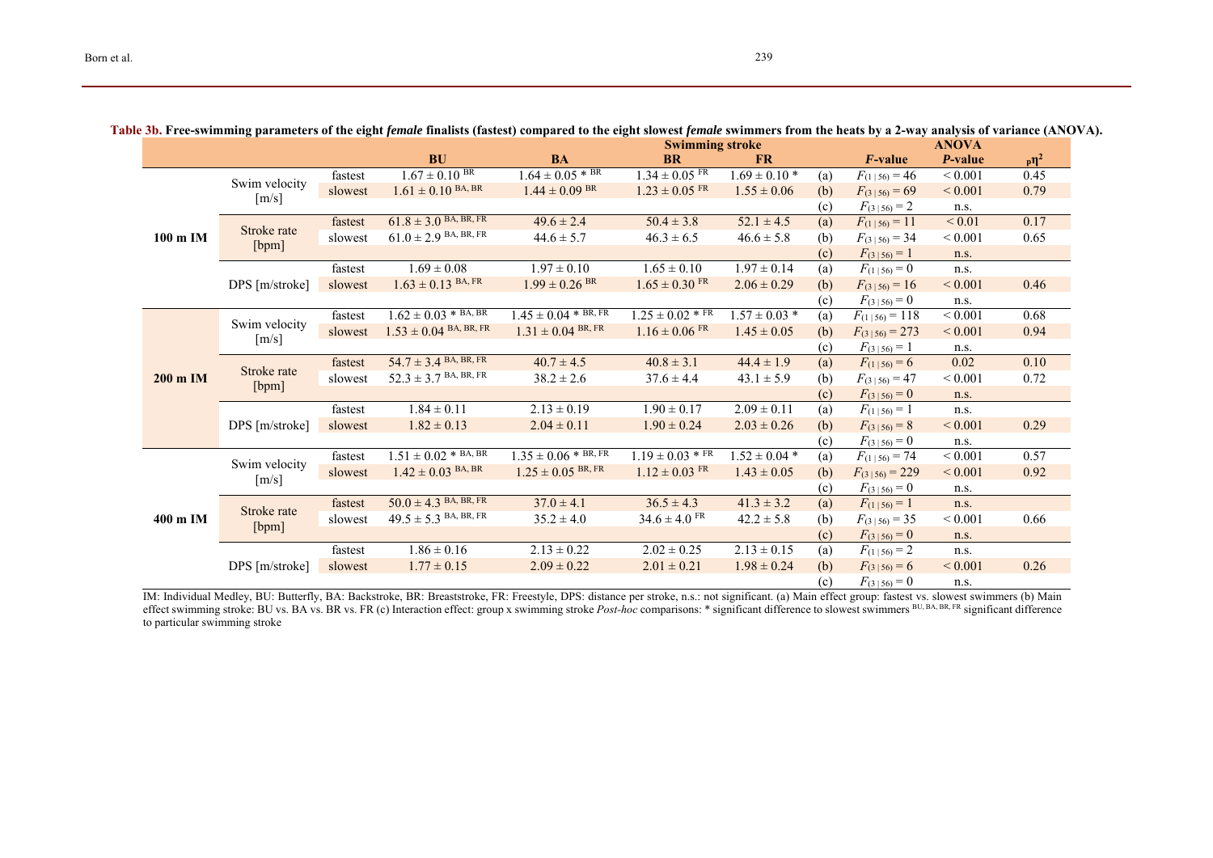**Table 3b. Free-swimming parameters of the eight *female* finalists (fastest) compared to the eight slowest *female* swimmers from the heats by a 2-way analysis of variance (ANOVA).**

| | | | Swimming stroke | | | | ANOVA | | | |
|---|---|---|---|---|---|---|---|---|---|---|
| | | | **BU** | **BA** | **BR** | **FR** | | ***F*-value** | ***P*-value** | $_p\eta^2$ |
| **100 m IM** | Swim velocity [m/s] | fastest | 1.67 ± 0.10 [BR] | 1.64 ± 0.05 * [BR] | 1.34 ± 0.05 [FR] | 1.69 ± 0.10 * | (a) | $F_{(1 \mid 56)} = 46$ | < 0.001 | 0.45 |
| | | slowest | 1.61 ± 0.10 [BA, BR] | 1.44 ± 0.09 [BR] | 1.23 ± 0.05 [FR] | 1.55 ± 0.06 | (b) | $F_{(3 \mid 56)} = 69$ | < 0.001 | 0.79 |
| | | | | | | | (c) | $F_{(3 \mid 56)} = 2$ | n.s. | |
| | Stroke rate [bpm] | fastest | 61.8 ± 3.0 [BA, BR, FR] | 49.6 ± 2.4 | 50.4 ± 3.8 | 52.1 ± 4.5 | (a) | $F_{(1 \mid 56)} = 11$ | < 0.01 | 0.17 |
| | | slowest | 61.0 ± 2.9 [BA, BR, FR] | 44.6 ± 5.7 | 46.3 ± 6.5 | 46.6 ± 5.8 | (b) | $F_{(3 \mid 56)} = 34$ | < 0.001 | 0.65 |
| | | | | | | | (c) | $F_{(3 \mid 56)} = 1$ | n.s. | |
| | DPS [m/stroke] | fastest | 1.69 ± 0.08 | 1.97 ± 0.10 | 1.65 ± 0.10 | 1.97 ± 0.14 | (a) | $F_{(1 \mid 56)} = 0$ | n.s. | |
| | | slowest | 1.63 ± 0.13 [BA, FR] | 1.99 ± 0.26 [BR] | 1.65 ± 0.30 [FR] | 2.06 ± 0.29 | (b) | $F_{(3 \mid 56)} = 16$ | < 0.001 | 0.46 |
| | | | | | | | (c) | $F_{(3 \mid 56)} = 0$ | n.s. | |
| **200 m IM** | Swim velocity [m/s] | fastest | 1.62 ± 0.03 * [BA, BR] | 1.45 ± 0.04 * [BR, FR] | 1.25 ± 0.02 * [FR] | 1.57 ± 0.03 * | (a) | $F_{(1 \mid 56)} = 118$ | < 0.001 | 0.68 |
| | | slowest | 1.53 ± 0.04 [BA, BR, FR] | 1.31 ± 0.04 [BR, FR] | 1.16 ± 0.06 [FR] | 1.45 ± 0.05 | (b) | $F_{(3 \mid 56)} = 273$ | < 0.001 | 0.94 |
| | | | | | | | (c) | $F_{(3 \mid 56)} = 1$ | n.s. | |
| | Stroke rate [bpm] | fastest | 54.7 ± 3.4 [BA, BR, FR] | 40.7 ± 4.5 | 40.8 ± 3.1 | 44.4 ± 1.9 | (a) | $F_{(1 \mid 56)} = 6$ | 0.02 | 0.10 |
| | | slowest | 52.3 ± 3.7 [BA, BR, FR] | 38.2 ± 2.6 | 37.6 ± 4.4 | 43.1 ± 5.9 | (b) | $F_{(3 \mid 56)} = 47$ | < 0.001 | 0.72 |
| | | | | | | | (c) | $F_{(3 \mid 56)} = 0$ | n.s. | |
| | DPS [m/stroke] | fastest | 1.84 ± 0.11 | 2.13 ± 0.19 | 1.90 ± 0.17 | 2.09 ± 0.11 | (a) | $F_{(1 \mid 56)} = 1$ | n.s. | |
| | | slowest | 1.82 ± 0.13 | 2.04 ± 0.11 | 1.90 ± 0.24 | 2.03 ± 0.26 | (b) | $F_{(3 \mid 56)} = 8$ | < 0.001 | 0.29 |
| | | | | | | | (c) | $F_{(3 \mid 56)} = 0$ | n.s. | |
| **400 m IM** | Swim velocity [m/s] | fastest | 1.51 ± 0.02 * [BA, BR] | 1.35 ± 0.06 * [BR, FR] | 1.19 ± 0.03 * [FR] | 1.52 ± 0.04 * | (a) | $F_{(1 \mid 56)} = 74$ | < 0.001 | 0.57 |
| | | slowest | 1.42 ± 0.03 [BA, BR] | 1.25 ± 0.05 [BR, FR] | 1.12 ± 0.03 [FR] | 1.43 ± 0.05 | (b) | $F_{(3 \mid 56)} = 229$ | < 0.001 | 0.92 |
| | | | | | | | (c) | $F_{(3 \mid 56)} = 0$ | n.s. | |
| | Stroke rate [bpm] | fastest | 50.0 ± 4.3 [BA, BR, FR] | 37.0 ± 4.1 | 36.5 ± 4.3 | 41.3 ± 3.2 | (a) | $F_{(1 \mid 56)} = 1$ | n.s. | |
| | | slowest | 49.5 ± 5.3 [BA, BR, FR] | 35.2 ± 4.0 | 34.6 ± 4.0 [FR] | 42.2 ± 5.8 | (b) | $F_{(3 \mid 56)} = 35$ | < 0.001 | 0.66 |
| | | | | | | | (c) | $F_{(3 \mid 56)} = 0$ | n.s. | |
| | DPS [m/stroke] | fastest | 1.86 ± 0.16 | 2.13 ± 0.22 | 2.02 ± 0.25 | 2.13 ± 0.15 | (a) | $F_{(1 \mid 56)} = 2$ | n.s. | |
| | | slowest | 1.77 ± 0.15 | 2.09 ± 0.22 | 2.01 ± 0.21 | 1.98 ± 0.24 | (b) | $F_{(3 \mid 56)} = 6$ | < 0.001 | 0.26 |
| | | | | | | | (c) | $F_{(3 \mid 56)} = 0$ | n.s. | |

IM: Individual Medley, BU: Butterfly, BA: Backstroke, BR: Breaststroke, FR: Freestyle, DPS: distance per stroke, n.s.: not significant. (a) Main effect group: fastest vs. slowest swimmers (b) Main effect swimming stroke: BU vs. BA vs. BR vs. FR (c) Interaction effect: group x swimming stroke *Post-hoc* comparisons: * significant difference to slowest swimmers [BU, BA, BR, FR] significant difference to particular swimming stroke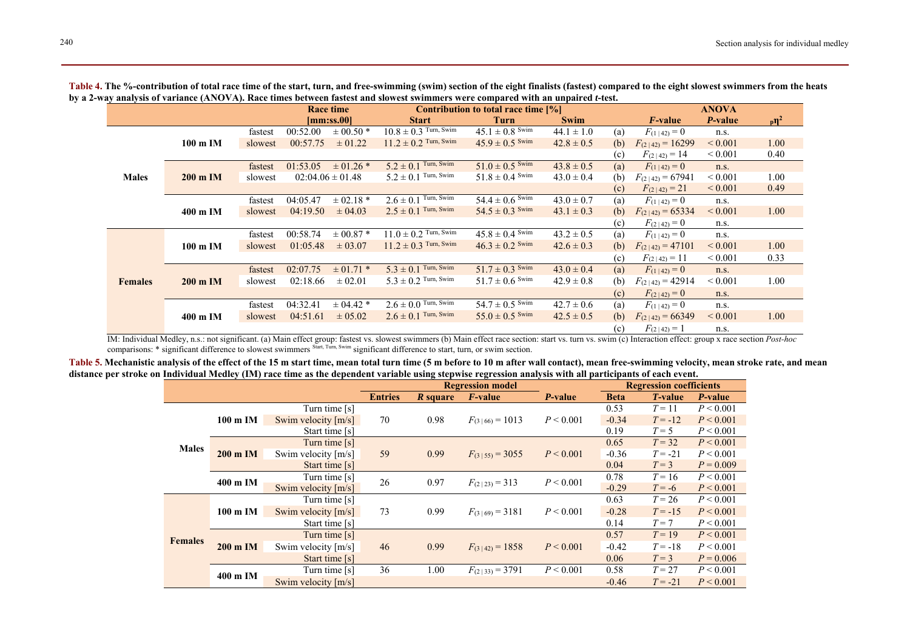**Table 4. The %-contribution of total race time of the start, turn, and free-swimming (swim) section of the eight finalists (fastest) compared to the eight slowest swimmers from the heats by a 2-way analysis of variance (ANOVA). Race times between fastest and slowest swimmers were compared with an unpaired *t*-test.**

| | | | Race time [mm:ss.00] | | Contribution to total race time [%] | | | | ANOVA | | |
|---|---|---|---|---|---|---|---|---|---|---|---|
| | | | | | Start | Turn | Swim | | *F*-value | *P*-value | $_p\eta^2$ |
| Males | 100 m IM | fastest | 00:52.00 | ± 00.50 * | 10.8 ± 0.3 [Turn, Swim] | 45.1 ± 0.8 [Swim] | 44.1 ± 1.0 | (a) | $F_{(1\,\|\,42)} = 0$ | n.s. | |
| | | slowest | 00:57.75 | ± 01.22 | 11.2 ± 0.2 [Turn, Swim] | 45.9 ± 0.5 [Swim] | 42.8 ± 0.5 | (b) | $F_{(2\,\|\,42)} = 16299$ | < 0.001 | 1.00 |
| | | | | | | | | (c) | $F_{(2\,\|\,42)} = 14$ | < 0.001 | 0.40 |
| | 200 m IM | fastest | 01:53.05 | ± 01.26 * | 5.2 ± 0.1 [Turn, Swim] | 51.0 ± 0.5 [Swim] | 43.8 ± 0.5 | (a) | $F_{(1\,\|\,42)} = 0$ | n.s. | |
| | | slowest | 02:04.06 ± 01.48 | | 5.2 ± 0.1 [Turn, Swim] | 51.8 ± 0.4 [Swim] | 43.0 ± 0.4 | (b) | $F_{(2\,\|\,42)} = 67941$ | < 0.001 | 1.00 |
| | | | | | | | | (c) | $F_{(2\,\|\,42)} = 21$ | < 0.001 | 0.49 |
| | 400 m IM | fastest | 04:05.47 | ± 02.18 * | 2.6 ± 0.1 [Turn, Swim] | 54.4 ± 0.6 [Swim] | 43.0 ± 0.7 | (a) | $F_{(1\,\|\,42)} = 0$ | n.s. | |
| | | slowest | 04:19.50 | ± 04.03 | 2.5 ± 0.1 [Turn, Swim] | 54.5 ± 0.3 [Swim] | 43.1 ± 0.3 | (b) | $F_{(2\,\|\,42)} = 65334$ | < 0.001 | 1.00 |
| | | | | | | | | (c) | $F_{(2\,\|\,42)} = 0$ | n.s. | |
| Females | 100 m IM | fastest | 00:58.74 | ± 00.87 * | 11.0 ± 0.2 [Turn, Swim] | 45.8 ± 0.4 [Swim] | 43.2 ± 0.5 | (a) | $F_{(1\,\|\,42)} = 0$ | n.s. | |
| | | slowest | 01:05.48 | ± 03.07 | 11.2 ± 0.3 [Turn, Swim] | 46.3 ± 0.2 [Swim] | 42.6 ± 0.3 | (b) | $F_{(2\,\|\,42)} = 47101$ | < 0.001 | 1.00 |
| | | | | | | | | (c) | $F_{(2\,\|\,42)} = 11$ | < 0.001 | 0.33 |
| | 200 m IM | fastest | 02:07.75 | ± 01.71 * | 5.3 ± 0.1 [Turn, Swim] | 51.7 ± 0.3 [Swim] | 43.0 ± 0.4 | (a) | $F_{(1\,\|\,42)} = 0$ | n.s. | |
| | | slowest | 02:18.66 | ± 02.01 | 5.3 ± 0.2 [Turn, Swim] | 51.7 ± 0.6 [Swim] | 42.9 ± 0.8 | (b) | $F_{(2\,\|\,42)} = 42914$ | < 0.001 | 1.00 |
| | | | | | | | | (c) | $F_{(2\,\|\,42)} = 0$ | n.s. | |
| | 400 m IM | fastest | 04:32.41 | ± 04.42 * | 2.6 ± 0.0 [Turn, Swim] | 54.7 ± 0.5 [Swim] | 42.7 ± 0.6 | (a) | $F_{(1\,\|\,42)} = 0$ | n.s. | |
| | | slowest | 04:51.61 | ± 05.02 | 2.6 ± 0.1 [Turn, Swim] | 55.0 ± 0.5 [Swim] | 42.5 ± 0.5 | (b) | $F_{(2\,\|\,42)} = 66349$ | < 0.001 | 1.00 |
| | | | | | | | | (c) | $F_{(2\,\|\,42)} = 1$ | n.s. | |

IM: Individual Medley, n.s.: not significant. (a) Main effect group: fastest vs. slowest swimmers (b) Main effect race section: start vs. turn vs. swim (c) Interaction effect: group x race section *Post-hoc* comparisons: * significant difference to slowest swimmers [Start, Turn, Swim] significant difference to start, turn, or swim section.

**Table 5. Mechanistic analysis of the effect of the 15 m start time, mean total turn time (5 m before to 10 m after wall contact), mean free-swimming velocity, mean stroke rate, and mean distance per stroke on Individual Medley (IM) race time as the dependent variable using stepwise regression analysis with all participants of each event.**

| | | | Regression model | | | | Regression coefficients | | |
|---|---|---|---|---|---|---|---|---|---|
| | | | Entries | *R* square | *F*-value | *P*-value | Beta | *T*-value | *P*-value |
| Males | 100 m IM | Turn time [s] | 70 | 0.98 | $F_{(3\,\|\,66)} = 1013$ | $P < 0.001$ | 0.53 | $T = 11$ | $P < 0.001$ |
| | | Swim velocity [m/s] | | | | | -0.34 | $T = -12$ | $P < 0.001$ |
| | | Start time [s] | | | | | 0.19 | $T = 5$ | $P < 0.001$ |
| | 200 m IM | Turn time [s] | 59 | 0.99 | $F_{(3\,\|\,55)} = 3055$ | $P < 0.001$ | 0.65 | $T = 32$ | $P < 0.001$ |
| | | Swim velocity [m/s] | | | | | -0.36 | $T = -21$ | $P < 0.001$ |
| | | Start time [s] | | | | | 0.04 | $T = 3$ | $P = 0.009$ |
| | 400 m IM | Turn time [s] | 26 | 0.97 | $F_{(2\,\|\,23)} = 313$ | $P < 0.001$ | 0.78 | $T = 16$ | $P < 0.001$ |
| | | Swim velocity [m/s] | | | | | -0.29 | $T = -6$ | $P < 0.001$ |
| Females | 100 m IM | Turn time [s] | 73 | 0.99 | $F_{(3\,\|\,69)} = 3181$ | $P < 0.001$ | 0.63 | $T = 26$ | $P < 0.001$ |
| | | Swim velocity [m/s] | | | | | -0.28 | $T = -15$ | $P < 0.001$ |
| | | Start time [s] | | | | | 0.14 | $T = 7$ | $P < 0.001$ |
| | 200 m IM | Turn time [s] | 46 | 0.99 | $F_{(3\,\|\,42)} = 1858$ | $P < 0.001$ | 0.57 | $T = 19$ | $P < 0.001$ |
| | | Swim velocity [m/s] | | | | | -0.42 | $T = -18$ | $P < 0.001$ |
| | | Start time [s] | | | | | 0.06 | $T = 3$ | $P = 0.006$ |
| | 400 m IM | Turn time [s] | 36 | 1.00 | $F_{(2\,\|\,33)} = 3791$ | $P < 0.001$ | 0.58 | $T = 27$ | $P < 0.001$ |
| | | Swim velocity [m/s] | | | | | -0.46 | $T = -21$ | $P < 0.001$ |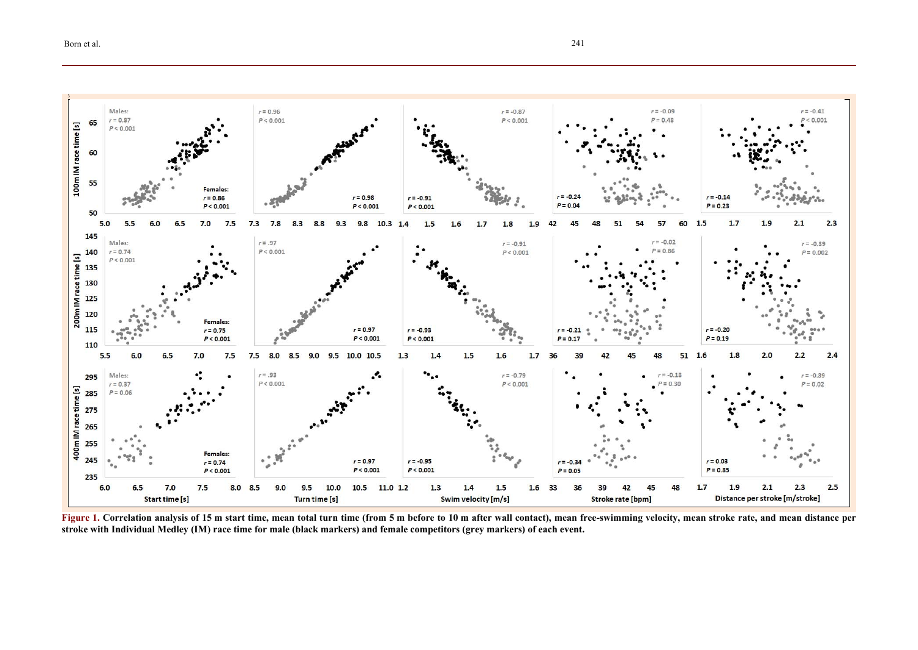Males:
$r = 0.87$
$P < 0.001$

Females:
$r = 0.86$
$P < 0.001$

$r = 0.96$
$P < 0.001$

$r = 0.98$
$P < 0.001$

$r = -0.87$
$P < 0.001$

$r = -0.91$
$P < 0.001$

$r = -0.09$
$P = 0.48$

$r = -0.24$
$P = 0.04$

$r = -0.41$
$P < 0.001$

$r = -0.14$
$P = 0.23$

100m IM race time [s]

Males:
$r = 0.74$
$P < 0.001$

Females:
$r = 0.75$
$P < 0.001$

$r = .97$
$P < 0.001$

$r = 0.97$
$P < 0.001$

$r = -0.91$
$P < 0.001$

$r = -0.93$
$P < 0.001$

$r = -0.02$
$P = 0.86$

$r = -0.21$
$P = 0.17$

$r = -0.39$
$P = 0.002$

$r = -0.20$
$P = 0.19$

200m IM race time [s]

Males:
$r = 0.37$
$P = 0.06$

Females:
$r = 0.74$
$P < 0.001$

$r = .93$
$P < 0.001$

$r = 0.97$
$P < 0.001$

$r = -0.79$
$P < 0.001$

$r = -0.95$
$P < 0.001$

$r = -0.18$
$P = 0.30$

$r = -0.34$
$P = 0.05$

$r = -0.39$
$P = 0.02$

$r = 0.03$
$P = 0.85$

400m IM race time [s]

Start time [s]

Turn time [s]

Swim velocity [m/s]

Stroke rate [bpm]

Distance per stroke [m/stroke]

**Figure 1. Correlation analysis of 15 m start time, mean total turn time (from 5 m before to 10 m after wall contact), mean free-swimming velocity, mean stroke rate, and mean distance per stroke with Individual Medley (IM) race time for male (black markers) and female competitors (grey markers) of each event.**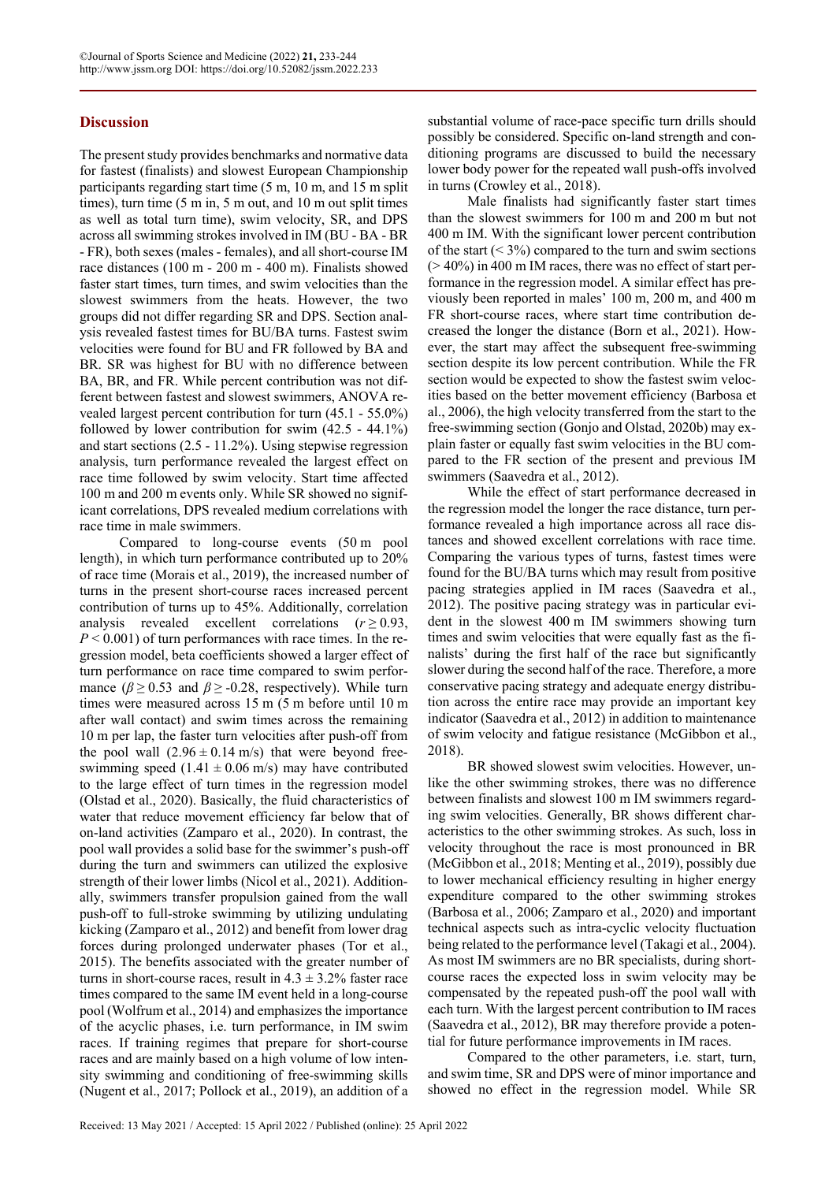## Discussion

The present study provides benchmarks and normative data for fastest (finalists) and slowest European Championship participants regarding start time (5 m, 10 m, and 15 m split times), turn time (5 m in, 5 m out, and 10 m out split times as well as total turn time), swim velocity, SR, and DPS across all swimming strokes involved in IM (BU - BA - BR - FR), both sexes (males - females), and all short-course IM race distances (100 m - 200 m - 400 m). Finalists showed faster start times, turn times, and swim velocities than the slowest swimmers from the heats. However, the two groups did not differ regarding SR and DPS. Section analysis revealed fastest times for BU/BA turns. Fastest swim velocities were found for BU and FR followed by BA and BR. SR was highest for BU with no difference between BA, BR, and FR. While percent contribution was not different between fastest and slowest swimmers, ANOVA revealed largest percent contribution for turn (45.1 - 55.0%) followed by lower contribution for swim (42.5 - 44.1%) and start sections (2.5 - 11.2%). Using stepwise regression analysis, turn performance revealed the largest effect on race time followed by swim velocity. Start time affected 100 m and 200 m events only. While SR showed no significant correlations, DPS revealed medium correlations with race time in male swimmers.

Compared to long-course events (50 m pool length), in which turn performance contributed up to 20% of race time (Morais et al., 2019), the increased number of turns in the present short-course races increased percent contribution of turns up to 45%. Additionally, correlation analysis revealed excellent correlations ($r \geq 0.93$, $P < 0.001$) of turn performances with race times. In the regression model, beta coefficients showed a larger effect of turn performance on race time compared to swim performance ($\beta \geq 0.53$ and $\beta \geq -0.28$, respectively). While turn times were measured across 15 m (5 m before until 10 m after wall contact) and swim times across the remaining 10 m per lap, the faster turn velocities after push-off from the pool wall ($2.96 \pm 0.14$ m/s) that were beyond free-swimming speed ($1.41 \pm 0.06$ m/s) may have contributed to the large effect of turn times in the regression model (Olstad et al., 2020). Basically, the fluid characteristics of water that reduce movement efficiency far below that of on-land activities (Zamparo et al., 2020). In contrast, the pool wall provides a solid base for the swimmer's push-off during the turn and swimmers can utilized the explosive strength of their lower limbs (Nicol et al., 2021). Additionally, swimmers transfer propulsion gained from the wall push-off to full-stroke swimming by utilizing undulating kicking (Zamparo et al., 2012) and benefit from lower drag forces during prolonged underwater phases (Tor et al., 2015). The benefits associated with the greater number of turns in short-course races, result in $4.3 \pm 3.2$% faster race times compared to the same IM event held in a long-course pool (Wolfrum et al., 2014) and emphasizes the importance of the acyclic phases, i.e. turn performance, in IM swim races. If training regimes that prepare for short-course races and are mainly based on a high volume of low intensity swimming and conditioning of free-swimming skills (Nugent et al., 2017; Pollock et al., 2019), an addition of a substantial volume of race-pace specific turn drills should possibly be considered. Specific on-land strength and conditioning programs are discussed to build the necessary lower body power for the repeated wall push-offs involved in turns (Crowley et al., 2018).

Male finalists had significantly faster start times than the slowest swimmers for 100 m and 200 m but not 400 m IM. With the significant lower percent contribution of the start (< 3%) compared to the turn and swim sections (> 40%) in 400 m IM races, there was no effect of start performance in the regression model. A similar effect has previously been reported in males' 100 m, 200 m, and 400 m FR short-course races, where start time contribution decreased the longer the distance (Born et al., 2021). However, the start may affect the subsequent free-swimming section despite its low percent contribution. While the FR section would be expected to show the fastest swim velocities based on the better movement efficiency (Barbosa et al., 2006), the high velocity transferred from the start to the free-swimming section (Gonjo and Olstad, 2020b) may explain faster or equally fast swim velocities in the BU compared to the FR section of the present and previous IM swimmers (Saavedra et al., 2012).

While the effect of start performance decreased in the regression model the longer the race distance, turn performance revealed a high importance across all race distances and showed excellent correlations with race time. Comparing the various types of turns, fastest times were found for the BU/BA turns which may result from positive pacing strategies applied in IM races (Saavedra et al., 2012). The positive pacing strategy was in particular evident in the slowest 400 m IM swimmers showing turn times and swim velocities that were equally fast as the finalists' during the first half of the race but significantly slower during the second half of the race. Therefore, a more conservative pacing strategy and adequate energy distribution across the entire race may provide an important key indicator (Saavedra et al., 2012) in addition to maintenance of swim velocity and fatigue resistance (McGibbon et al., 2018).

BR showed slowest swim velocities. However, unlike the other swimming strokes, there was no difference between finalists and slowest 100 m IM swimmers regarding swim velocities. Generally, BR shows different characteristics to the other swimming strokes. As such, loss in velocity throughout the race is most pronounced in BR (McGibbon et al., 2018; Menting et al., 2019), possibly due to lower mechanical efficiency resulting in higher energy expenditure compared to the other swimming strokes (Barbosa et al., 2006; Zamparo et al., 2020) and important technical aspects such as intra-cyclic velocity fluctuation being related to the performance level (Takagi et al., 2004). As most IM swimmers are no BR specialists, during short-course races the expected loss in swim velocity may be compensated by the repeated push-off the pool wall with each turn. With the largest percent contribution to IM races (Saavedra et al., 2012), BR may therefore provide a potential for future performance improvements in IM races.

Compared to the other parameters, i.e. start, turn, and swim time, SR and DPS were of minor importance and showed no effect in the regression model. While SR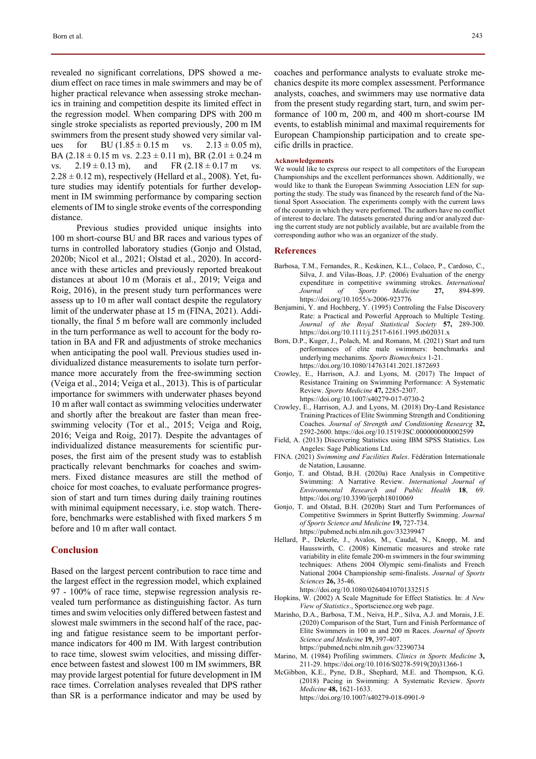revealed no significant correlations, DPS showed a medium effect on race times in male swimmers and may be of higher practical relevance when assessing stroke mechanics in training and competition despite its limited effect in the regression model. When comparing DPS with 200 m single stroke specialists as reported previously, 200 m IM swimmers from the present study showed very similar values for BU (1.85 ± 0.15 m vs. 2.13 ± 0.05 m), BA (2.18 ± 0.15 m vs. 2.23 ± 0.11 m), BR (2.01 ± 0.24 m vs. 2.19 ± 0.13 m), and FR (2.18 ± 0.17 m vs. 2.28 ± 0.12 m), respectively (Hellard et al., 2008). Yet, future studies may identify potentials for further development in IM swimming performance by comparing section elements of IM to single stroke events of the corresponding distance.

Previous studies provided unique insights into 100 m short-course BU and BR races and various types of turns in controlled laboratory studies (Gonjo and Olstad, 2020b; Nicol et al., 2021; Olstad et al., 2020). In accordance with these articles and previously reported breakout distances at about 10 m (Morais et al., 2019; Veiga and Roig, 2016), in the present study turn performances were assess up to 10 m after wall contact despite the regulatory limit of the underwater phase at 15 m (FINA, 2021). Additionally, the final 5 m before wall are commonly included in the turn performance as well to account for the body rotation in BA and FR and adjustments of stroke mechanics when anticipating the pool wall. Previous studies used individualized distance measurements to isolate turn performance more accurately from the free-swimming section (Veiga et al., 2014; Veiga et al., 2013). This is of particular importance for swimmers with underwater phases beyond 10 m after wall contact as swimming velocities underwater and shortly after the breakout are faster than mean free-swimming velocity (Tor et al., 2015; Veiga and Roig, 2016; Veiga and Roig, 2017). Despite the advantages of individualized distance measurements for scientific purposes, the first aim of the present study was to establish practically relevant benchmarks for coaches and swimmers. Fixed distance measures are still the method of choice for most coaches, to evaluate performance progression of start and turn times during daily training routines with minimal equipment necessary, i.e. stop watch. Therefore, benchmarks were established with fixed markers 5 m before and 10 m after wall contact.

## Conclusion

Based on the largest percent contribution to race time and the largest effect in the regression model, which explained 97 - 100% of race time, stepwise regression analysis revealed turn performance as distinguishing factor. As turn times and swim velocities only differed between fastest and slowest male swimmers in the second half of the race, pacing and fatigue resistance seem to be important performance indicators for 400 m IM. With largest contribution to race time, slowest swim velocities, and missing difference between fastest and slowest 100 m IM swimmers, BR may provide largest potential for future development in IM race times. Correlation analyses revealed that DPS rather than SR is a performance indicator and may be used by coaches and performance analysts to evaluate stroke mechanics despite its more complex assessment. Performance analysts, coaches, and swimmers may use normative data from the present study regarding start, turn, and swim performance of 100 m, 200 m, and 400 m short-course IM events, to establish minimal and maximal requirements for European Championship participation and to create specific drills in practice.

#### Acknowledgements

We would like to express our respect to all competitors of the European Championships and the excellent performances shown. Additionally, we would like to thank the European Swimming Association LEN for supporting the study. The study was financed by the research fund of the National Sport Association. The experiments comply with the current laws of the country in which they were performed. The authors have no conflict of interest to declare. The datasets generated during and/or analyzed during the current study are not publicly available, but are available from the corresponding author who was an organizer of the study.

## References

Barbosa, T.M., Fernandes, R., Keskinen, K.L., Colaco, P., Cardoso, C., Silva, J. and Vilas-Boas, J.P. (2006) Evaluation of the energy expenditure in competitive swimming strokes. *International Journal of Sports Medicine* **27,** 894-899. https://doi.org/10.1055/s-2006-923776

Benjamini, Y. and Hochberg, Y. (1995) Controling the False Discovery Rate: a Practical and Powerful Approach to Multiple Testing. *Journal of the Royal Statistical Society* **57,** 289-300. https://doi.org/10.1111/j.2517-6161.1995.tb02031.x

Born, D.P., Kuger, J., Polach, M. and Romann, M. (2021) Start and turn performances of elite male swimmers: benchmarks and underlying mechanisms. *Sports Biomechnics* 1-21. https://doi.org/10.1080/14763141.2021.1872693

Crowley, E., Harrison, A.J. and Lyons, M. (2017) The Impact of Resistance Training on Swimming Performance: A Systematic Review. *Sports Medicine* **47,** 2285-2307. https://doi.org/10.1007/s40279-017-0730-2

Crowley, E., Harrison, A.J. and Lyons, M. (2018) Dry-Land Resistance Training Practices of Elite Swimming Strength and Conditioning Coaches. *Journal of Strength and Conditioning Researcg* **32,** 2592-2600. https://doi.org/10.1519/JSC.0000000000002599

Field, A. (2013) Discovering Statistics using IBM SPSS Statistics. Los Angeles: Sage Publications Ltd.

FINA. (2021) *Swimming and Facilities Rules*. Fédération Internationale de Natation, Lausanne.

Gonjo, T. and Olstad, B.H. (2020a) Race Analysis in Competitive Swimming: A Narrative Review. *International Journal of Environmental Research and Public Health* **18**, 69. https://doi.org/10.3390/ijerph18010069

Gonjo, T. and Olstad, B.H. (2020b) Start and Turn Performances of Competitive Swimmers in Sprint Butterfly Swimming. *Journal of Sports Science and Medicine* **19,** 727-734. https://pubmed.ncbi.nlm.nih.gov/33239947

Hellard, P., Dekerle, J., Avalos, M., Caudal, N., Knopp, M. and Hausswirth, C. (2008) Kinematic measures and stroke rate variability in elite female 200-m swimmers in the four swimming techniques: Athens 2004 Olympic semi-finalists and French National 2004 Championship semi-finalists. *Journal of Sports Sciences* **26,** 35-46. https://doi.org/10.1080/02640410701332515

Hopkins, W. (2002) A Scale Magnitude for Effect Statistics. In: *A New View of Statistics*., Sportscience.org web page.

Marinho, D.A., Barbosa, T.M., Neiva, H.P., Silva, A.J. and Morais, J.E. (2020) Comparison of the Start, Turn and Finish Performance of Elite Swimmers in 100 m and 200 m Races. *Journal of Sports Science and Medicine* **19,** 397-407. https://pubmed.ncbi.nlm.nih.gov/32390734

Marino, M. (1984) Profiling swimmers. *Clinics in Sports Medicine* **3,** 211-29. https://doi.org/10.1016/S0278-5919(20)31366-1

McGibbon, K.E., Pyne, D.B., Shephard, M.E. and Thompson, K.G. (2018) Pacing in Swimming: A Systematic Review. *Sports Medicine* **48,** 1621-1633. https://doi.org/10.1007/s40279-018-0901-9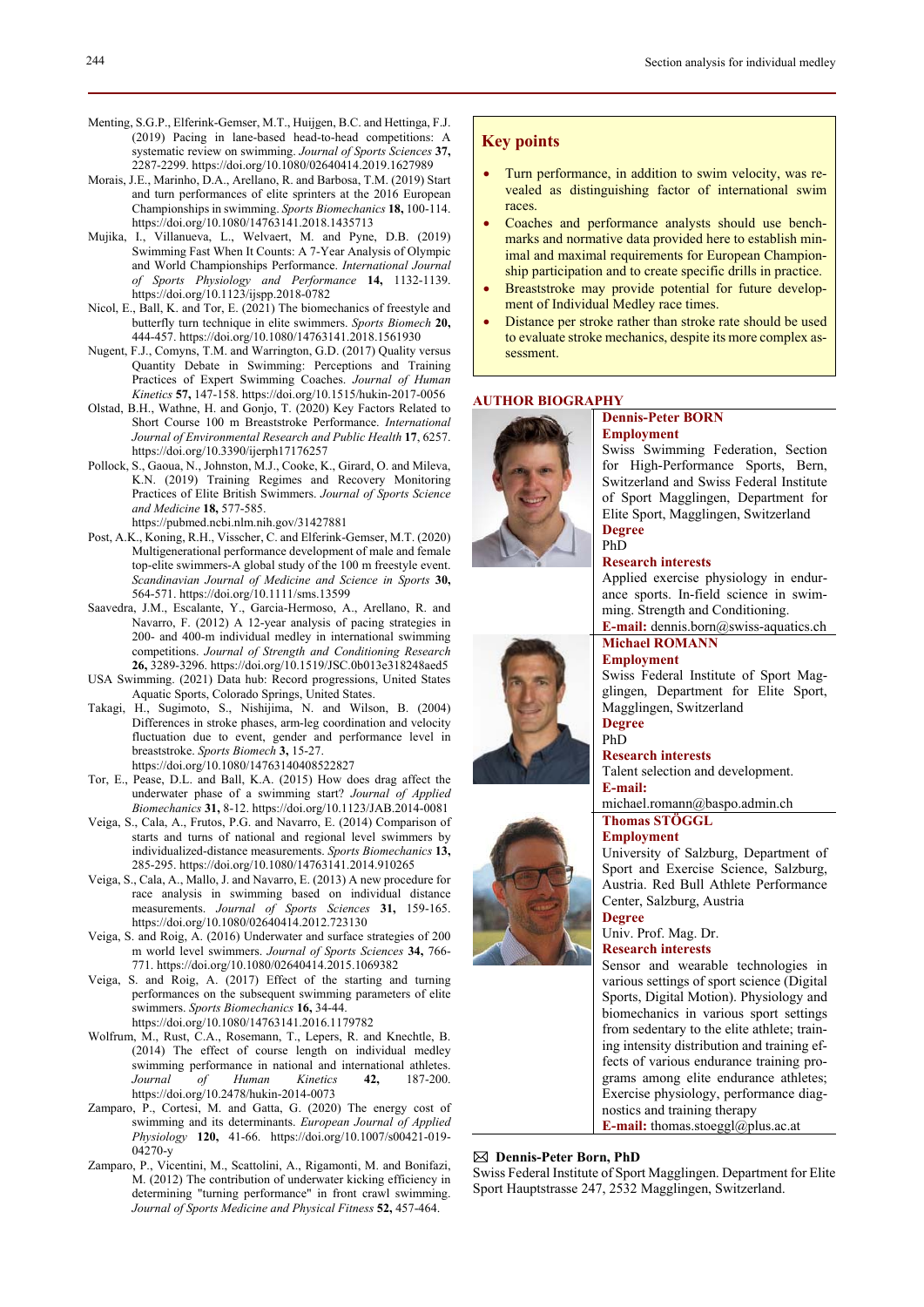Menting, S.G.P., Elferink-Gemser, M.T., Huijgen, B.C. and Hettinga, F.J. (2019) Pacing in lane-based head-to-head competitions: A systematic review on swimming. *Journal of Sports Sciences* **37,** 2287-2299. https://doi.org/10.1080/02640414.2019.1627989

Morais, J.E., Marinho, D.A., Arellano, R. and Barbosa, T.M. (2019) Start and turn performances of elite sprinters at the 2016 European Championships in swimming. *Sports Biomechanics* **18,** 100-114. https://doi.org/10.1080/14763141.2018.1435713

Mujika, I., Villanueva, L., Welvaert, M. and Pyne, D.B. (2019) Swimming Fast When It Counts: A 7-Year Analysis of Olympic and World Championships Performance. *International Journal of Sports Physiology and Performance* **14,** 1132-1139. https://doi.org/10.1123/ijspp.2018-0782

Nicol, E., Ball, K. and Tor, E. (2021) The biomechanics of freestyle and butterfly turn technique in elite swimmers. *Sports Biomech* **20,** 444-457. https://doi.org/10.1080/14763141.2018.1561930

Nugent, F.J., Comyns, T.M. and Warrington, G.D. (2017) Quality versus Quantity Debate in Swimming: Perceptions and Training Practices of Expert Swimming Coaches. *Journal of Human Kinetics* **57,** 147-158. https://doi.org/10.1515/hukin-2017-0056

Olstad, B.H., Wathne, H. and Gonjo, T. (2020) Key Factors Related to Short Course 100 m Breaststroke Performance. *International Journal of Environmental Research and Public Health* **17**, 6257. https://doi.org/10.3390/ijerph17176257

Pollock, S., Gaoua, N., Johnston, M.J., Cooke, K., Girard, O. and Mileva, K.N. (2019) Training Regimes and Recovery Monitoring Practices of Elite British Swimmers. *Journal of Sports Science and Medicine* **18,** 577-585. https://pubmed.ncbi.nlm.nih.gov/31427881

Post, A.K., Koning, R.H., Visscher, C. and Elferink-Gemser, M.T. (2020) Multigenerational performance development of male and female top-elite swimmers-A global study of the 100 m freestyle event. *Scandinavian Journal of Medicine and Science in Sports* **30,** 564-571. https://doi.org/10.1111/sms.13599

Saavedra, J.M., Escalante, Y., Garcia-Hermoso, A., Arellano, R. and Navarro, F. (2012) A 12-year analysis of pacing strategies in 200- and 400-m individual medley in international swimming competitions. *Journal of Strength and Conditioning Research* **26,** 3289-3296. https://doi.org/10.1519/JSC.0b013e318248aed5

USA Swimming. (2021) Data hub: Record progressions, United States Aquatic Sports, Colorado Springs, United States.

Takagi, H., Sugimoto, S., Nishijima, N. and Wilson, B. (2004) Differences in stroke phases, arm-leg coordination and velocity fluctuation due to event, gender and performance level in breaststroke. *Sports Biomech* **3,** 15-27. https://doi.org/10.1080/14763140408522827

Tor, E., Pease, D.L. and Ball, K.A. (2015) How does drag affect the underwater phase of a swimming start? *Journal of Applied Biomechanics* **31,** 8-12. https://doi.org/10.1123/JAB.2014-0081

Veiga, S., Cala, A., Frutos, P.G. and Navarro, E. (2014) Comparison of starts and turns of national and regional level swimmers by individualized-distance measurements. *Sports Biomechanics* **13,** 285-295. https://doi.org/10.1080/14763141.2014.910265

Veiga, S., Cala, A., Mallo, J. and Navarro, E. (2013) A new procedure for race analysis in swimming based on individual distance measurements. *Journal of Sports Sciences* **31,** 159-165. https://doi.org/10.1080/02640414.2012.723130

Veiga, S. and Roig, A. (2016) Underwater and surface strategies of 200 m world level swimmers. *Journal of Sports Sciences* **34,** 766-771. https://doi.org/10.1080/02640414.2015.1069382

Veiga, S. and Roig, A. (2017) Effect of the starting and turning performances on the subsequent swimming parameters of elite swimmers. *Sports Biomechanics* **16,** 34-44. https://doi.org/10.1080/14763141.2016.1179782

Wolfrum, M., Rust, C.A., Rosemann, T., Lepers, R. and Knechtle, B. (2014) The effect of course length on individual medley swimming performance in national and international athletes. *Journal of Human Kinetics* **42,** 187-200. https://doi.org/10.2478/hukin-2014-0073

Zamparo, P., Cortesi, M. and Gatta, G. (2020) The energy cost of swimming and its determinants. *European Journal of Applied Physiology* **120,** 41-66. https://doi.org/10.1007/s00421-019-04270-y

Zamparo, P., Vicentini, M., Scattolini, A., Rigamonti, M. and Bonifazi, M. (2012) The contribution of underwater kicking efficiency in determining "turning performance" in front crawl swimming. *Journal of Sports Medicine and Physical Fitness* **52,** 457-464.

## Key points

- Turn performance, in addition to swim velocity, was revealed as distinguishing factor of international swim races.
- Coaches and performance analysts should use benchmarks and normative data provided here to establish minimal and maximal requirements for European Championship participation and to create specific drills in practice.
- Breaststroke may provide potential for future development of Individual Medley race times.
- Distance per stroke rather than stroke rate should be used to evaluate stroke mechanics, despite its more complex assessment.

## AUTHOR BIOGRAPHY

**Dennis-Peter BORN**
**Employment**
Swiss Swimming Federation, Section for High-Performance Sports, Bern, Switzerland and Swiss Federal Institute of Sport Magglingen, Department for Elite Sport, Magglingen, Switzerland
**Degree**
PhD
**Research interests**
Applied exercise physiology in endurance sports. In-field science in swimming. Strength and Conditioning.
**E-mail:** dennis.born@swiss-aquatics.ch

**Michael ROMANN**
**Employment**
Swiss Federal Institute of Sport Magglingen, Department for Elite Sport, Magglingen, Switzerland
**Degree**
PhD
**Research interests**
Talent selection and development.
**E-mail:**
michael.romann@baspo.admin.ch

**Thomas STÖGGL**
**Employment**
University of Salzburg, Department of Sport and Exercise Science, Salzburg, Austria. Red Bull Athlete Performance Center, Salzburg, Austria
**Degree**
Univ. Prof. Mag. Dr.
**Research interests**
Sensor and wearable technologies in various settings of sport science (Digital Sports, Digital Motion). Physiology and biomechanics in various sport settings from sedentary to the elite athlete; training intensity distribution and training effects of various endurance training programs among elite endurance athletes; Exercise physiology, performance diagnostics and training therapy
**E-mail:** thomas.stoeggl@plus.ac.at

✉ **Dennis-Peter Born, PhD**
Swiss Federal Institute of Sport Magglingen. Department for Elite Sport Hauptstrasse 247, 2532 Magglingen, Switzerland.